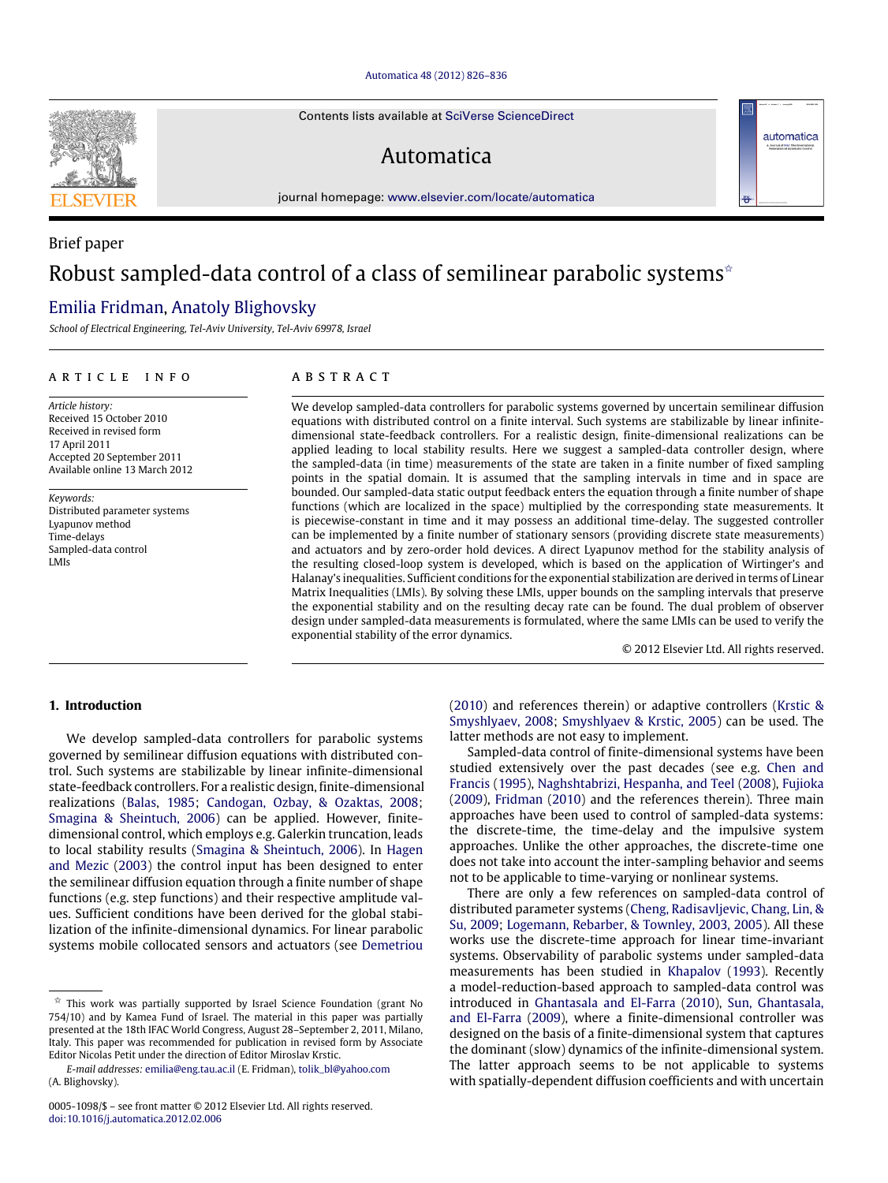Brief paper

# Robust sampled-data control of a class of semilinear parabolic systems☆

Emilia Fridman, Anatoly Blighovsky

*School of Electrical Engineering, Tel-Aviv University, Tel-Aviv 69978, Israel*

## ARTICLE INFO

*Article history:*
Received 15 October 2010
Received in revised form
17 April 2011
Accepted 20 September 2011
Available online 13 March 2012

*Keywords:*
Distributed parameter systems
Lyapunov method
Time-delays
Sampled-data control
LMIs

## ABSTRACT

We develop sampled-data controllers for parabolic systems governed by uncertain semilinear diffusion equations with distributed control on a finite interval. Such systems are stabilizable by linear infinite-dimensional state-feedback controllers. For a realistic design, finite-dimensional realizations can be applied leading to local stability results. Here we suggest a sampled-data controller design, where the sampled-data (in time) measurements of the state are taken in a finite number of fixed sampling points in the spatial domain. It is assumed that the sampling intervals in time and in space are bounded. Our sampled-data static output feedback enters the equation through a finite number of shape functions (which are localized in the space) multiplied by the corresponding state measurements. It is piecewise-constant in time and it may possess an additional time-delay. The suggested controller can be implemented by a finite number of stationary sensors (providing discrete state measurements) and actuators and by zero-order hold devices. A direct Lyapunov method for the stability analysis of the resulting closed-loop system is developed, which is based on the application of Wirtinger's and Halanay's inequalities. Sufficient conditions for the exponential stabilization are derived in terms of Linear Matrix Inequalities (LMIs). By solving these LMIs, upper bounds on the sampling intervals that preserve the exponential stability and on the resulting decay rate can be found. The dual problem of observer design under sampled-data measurements is formulated, where the same LMIs can be used to verify the exponential stability of the error dynamics.

© 2012 Elsevier Ltd. All rights reserved.

## 1. Introduction

We develop sampled-data controllers for parabolic systems governed by semilinear diffusion equations with distributed control. Such systems are stabilizable by linear infinite-dimensional state-feedback controllers. For a realistic design, finite-dimensional realizations (Balas, 1985; Candogan, Ozbay, & Ozaktas, 2008; Smagina & Sheintuch, 2006) can be applied. However, finite-dimensional control, which employs e.g. Galerkin truncation, leads to local stability results (Smagina & Sheintuch, 2006). In Hagen and Mezic (2003) the control input has been designed to enter the semilinear diffusion equation through a finite number of shape functions (e.g. step functions) and their respective amplitude values. Sufficient conditions have been derived for the global stabilization of the infinite-dimensional dynamics. For linear parabolic systems mobile collocated sensors and actuators (see Demetriou (2010) and references therein) or adaptive controllers (Krstic & Smyshlyaev, 2008; Smyshlyaev & Krstic, 2005) can be used. The latter methods are not easy to implement.

Sampled-data control of finite-dimensional systems have been studied extensively over the past decades (see e.g. Chen and Francis (1995), Naghshtabrizi, Hespanha, and Teel (2008), Fujioka (2009), Fridman (2010) and the references therein). Three main approaches have been used to control of sampled-data systems: the discrete-time, the time-delay and the impulsive system approaches. Unlike the other approaches, the discrete-time one does not take into account the inter-sampling behavior and seems not to be applicable to time-varying or nonlinear systems.

There are only a few references on sampled-data control of distributed parameter systems (Cheng, Radisavljevic, Chang, Lin, & Su, 2009; Logemann, Rebarber, & Townley, 2003, 2005). All these works use the discrete-time approach for linear time-invariant systems. Observability of parabolic systems under sampled-data measurements has been studied in Khapalov (1993). Recently a model-reduction-based approach to sampled-data control was introduced in Ghantasala and El-Farra (2010), Sun, Ghantasala, and El-Farra (2009), where a finite-dimensional controller was designed on the basis of a finite-dimensional system that captures the dominant (slow) dynamics of the infinite-dimensional system. The latter approach seems to be not applicable to systems with spatially-dependent diffusion coefficients and with uncertain

☆ This work was partially supported by Israel Science Foundation (grant No 754/10) and by Kamea Fund of Israel. The material in this paper was partially presented at the 18th IFAC World Congress, August 28–September 2, 2011, Milano, Italy. This paper was recommended for publication in revised form by Associate Editor Nicolas Petit under the direction of Editor Miroslav Krstic.

*E-mail addresses:* emilia@eng.tau.ac.il (E. Fridman), tolik_bl@yahoo.com (A. Blighovsky).

0005-1098/$ – see front matter © 2012 Elsevier Ltd. All rights reserved.
doi:10.1016/j.automatica.2012.02.006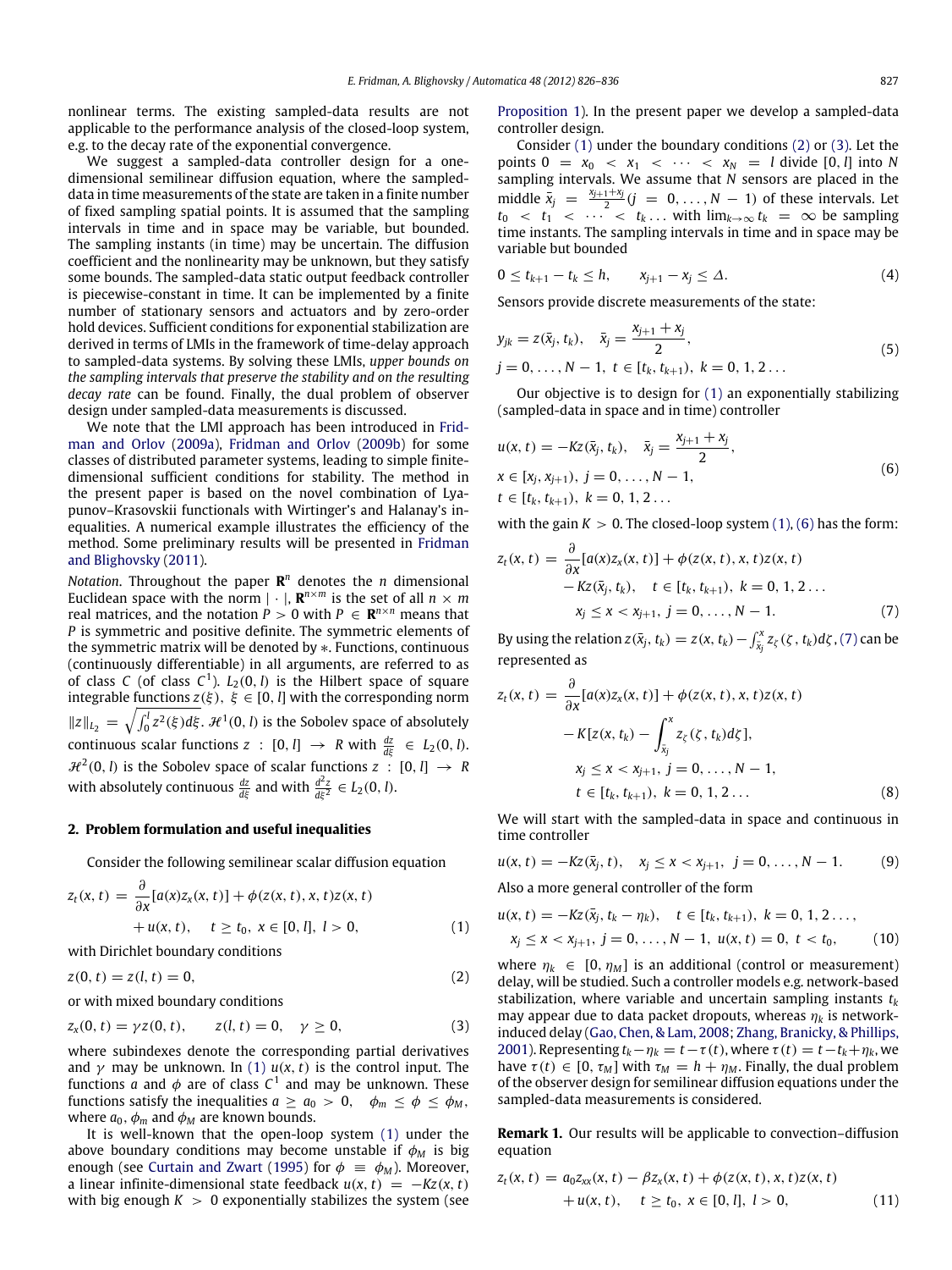nonlinear terms. The existing sampled-data results are not applicable to the performance analysis of the closed-loop system, e.g. to the decay rate of the exponential convergence.

We suggest a sampled-data controller design for a one-dimensional semilinear diffusion equation, where the sampled-data in time measurements of the state are taken in a finite number of fixed sampling spatial points. It is assumed that the sampling intervals in time and in space may be variable, but bounded. The sampling instants (in time) may be uncertain. The diffusion coefficient and the nonlinearity may be unknown, but they satisfy some bounds. The sampled-data static output feedback controller is piecewise-constant in time. It can be implemented by a finite number of stationary sensors and actuators and by zero-order hold devices. Sufficient conditions for exponential stabilization are derived in terms of LMIs in the framework of time-delay approach to sampled-data systems. By solving these LMIs, *upper bounds on the sampling intervals that preserve the stability and on the resulting decay rate* can be found. Finally, the dual problem of observer design under sampled-data measurements is discussed.

We note that the LMI approach has been introduced in Fridman and Orlov (2009a), Fridman and Orlov (2009b) for some classes of distributed parameter systems, leading to simple finite-dimensional sufficient conditions for stability. The method in the present paper is based on the novel combination of Lyapunov–Krasovskii functionals with Wirtinger's and Halanay's inequalities. A numerical example illustrates the efficiency of the method. Some preliminary results will be presented in Fridman and Blighovsky (2011).

*Notation*. Throughout the paper $\mathbf{R}^n$ denotes the $n$ dimensional Euclidean space with the norm $|\cdot|$, $\mathbf{R}^{n\times m}$ is the set of all $n \times m$ real matrices, and the notation $P > 0$ with $P \in \mathbf{R}^{n\times n}$ means that $P$ is symmetric and positive definite. The symmetric elements of the symmetric matrix will be denoted by $*$. Functions, continuous (continuously differentiable) in all arguments, are referred to as of class $C$ (of class $C^1$). $L_2(0,l)$ is the Hilbert space of square integrable functions $z(\xi)$, $\xi \in [0,l]$ with the corresponding norm $\|z\|_{L_2} = \sqrt{\int_0^l z^2(\xi)d\xi}$. $\mathcal{H}^1(0,l)$ is the Sobolev space of absolutely continuous scalar functions $z : [0,l] \to R$ with $\frac{dz}{d\xi} \in L_2(0,l)$. $\mathcal{H}^2(0,l)$ is the Sobolev space of scalar functions $z : [0,l] \to R$ with absolutely continuous $\frac{dz}{d\xi}$ and with $\frac{d^2z}{d\xi^2} \in L_2(0,l)$.

## 2. Problem formulation and useful inequalities

Consider the following semilinear scalar diffusion equation

$$z_t(x,t) = \frac{\partial}{\partial x}[a(x)z_x(x,t)] + \phi(z(x,t),x,t)z(x,t) + u(x,t), \quad t \ge t_0,\ x \in [0,l],\ l > 0, \tag{1}$$

with Dirichlet boundary conditions

$$z(0,t) = z(l,t) = 0, \tag{2}$$

or with mixed boundary conditions

$$z_x(0,t) = \gamma z(0,t), \qquad z(l,t) = 0, \quad \gamma \ge 0, \tag{3}$$

where subindexes denote the corresponding partial derivatives and $\gamma$ may be unknown. In (1) $u(x,t)$ is the control input. The functions $a$ and $\phi$ are of class $C^1$ and may be unknown. These functions satisfy the inequalities $a \ge a_0 > 0$, $\phi_m \le \phi \le \phi_M$, where $a_0$, $\phi_m$ and $\phi_M$ are known bounds.

It is well-known that the open-loop system (1) under the above boundary conditions may become unstable if $\phi_M$ is big enough (see Curtain and Zwart (1995) for $\phi \equiv \phi_M$). Moreover, a linear infinite-dimensional state feedback $u(x,t) = -Kz(x,t)$ with big enough $K > 0$ exponentially stabilizes the system (see Proposition 1). In the present paper we develop a sampled-data controller design.

Consider (1) under the boundary conditions (2) or (3). Let the points $0 = x_0 < x_1 < \cdots < x_N = l$ divide $[0,l]$ into $N$ sampling intervals. We assume that $N$ sensors are placed in the middle $\bar{x}_j = \frac{x_{j+1}+x_j}{2}$ $(j = 0,\ldots,N-1)$ of these intervals. Let $t_0 < t_1 < \cdots < t_k \ldots$ with $\lim_{k\to\infty} t_k = \infty$ be sampling time instants. The sampling intervals in time and in space may be variable but bounded

$$0 \le t_{k+1} - t_k \le h, \qquad x_{j+1} - x_j \le \Delta. \tag{4}$$

Sensors provide discrete measurements of the state:

$$y_{jk} = z(\bar{x}_j, t_k), \quad \bar{x}_j = \frac{x_{j+1}+x_j}{2}, \quad j = 0,\ldots,N-1,\ t \in [t_k, t_{k+1}),\ k = 0,1,2\ldots \tag{5}$$

Our objective is to design for (1) an exponentially stabilizing (sampled-data in space and in time) controller

$$u(x,t) = -Kz(\bar{x}_j, t_k), \quad \bar{x}_j = \frac{x_{j+1}+x_j}{2}, \quad x \in [x_j, x_{j+1}),\ j = 0,\ldots,N-1, \quad t \in [t_k, t_{k+1}),\ k = 0,1,2\ldots \tag{6}$$

with the gain $K > 0$. The closed-loop system (1), (6) has the form:

$$z_t(x,t) = \frac{\partial}{\partial x}[a(x)z_x(x,t)] + \phi(z(x,t),x,t)z(x,t) - Kz(\bar{x}_j, t_k), \quad t \in [t_k, t_{k+1}),\ k = 0,1,2\ldots \quad x_j \le x < x_{j+1},\ j = 0,\ldots,N-1. \tag{7}$$

By using the relation $z(\bar{x}_j, t_k) = z(x,t_k) - \int_{\bar{x}_j}^x z_\zeta(\zeta, t_k)d\zeta$, (7) can be represented as

$$z_t(x,t) = \frac{\partial}{\partial x}[a(x)z_x(x,t)] + \phi(z(x,t),x,t)z(x,t) - K[z(x,t_k) - \int_{\bar{x}_j}^x z_\zeta(\zeta,t_k)d\zeta], \quad x_j \le x < x_{j+1},\ j = 0,\ldots,N-1, \quad t \in [t_k, t_{k+1}),\ k = 0,1,2\ldots \tag{8}$$

We will start with the sampled-data in space and continuous in time controller

$$u(x,t) = -Kz(\bar{x}_j, t), \quad x_j \le x < x_{j+1},\ j = 0,\ldots,N-1. \tag{9}$$

Also a more general controller of the form

$$u(x,t) = -Kz(\bar{x}_j, t_k - \eta_k), \quad t \in [t_k, t_{k+1}),\ k = 0,1,2\ldots, \quad x_j \le x < x_{j+1},\ j = 0,\ldots,N-1,\ u(x,t) = 0,\ t < t_0, \tag{10}$$

where $\eta_k \in [0, \eta_M]$ is an additional (control or measurement) delay, will be studied. Such a controller models e.g. network-based stabilization, where variable and uncertain sampling instants $t_k$ may appear due to data packet dropouts, whereas $\eta_k$ is network-induced delay (Gao, Chen, & Lam, 2008; Zhang, Branicky, & Phillips, 2001). Representing $t_k - \eta_k = t - \tau(t)$, where $\tau(t) = t - t_k + \eta_k$, we have $\tau(t) \in [0, \tau_M]$ with $\tau_M = h + \eta_M$. Finally, the dual problem of the observer design for semilinear diffusion equations under the sampled-data measurements is considered.

**Remark 1.** Our results will be applicable to convection–diffusion equation

$$z_t(x,t) = a_0 z_{xx}(x,t) - \beta z_x(x,t) + \phi(z(x,t),x,t)z(x,t) + u(x,t), \quad t \ge t_0,\ x \in [0,l],\ l > 0, \tag{11}$$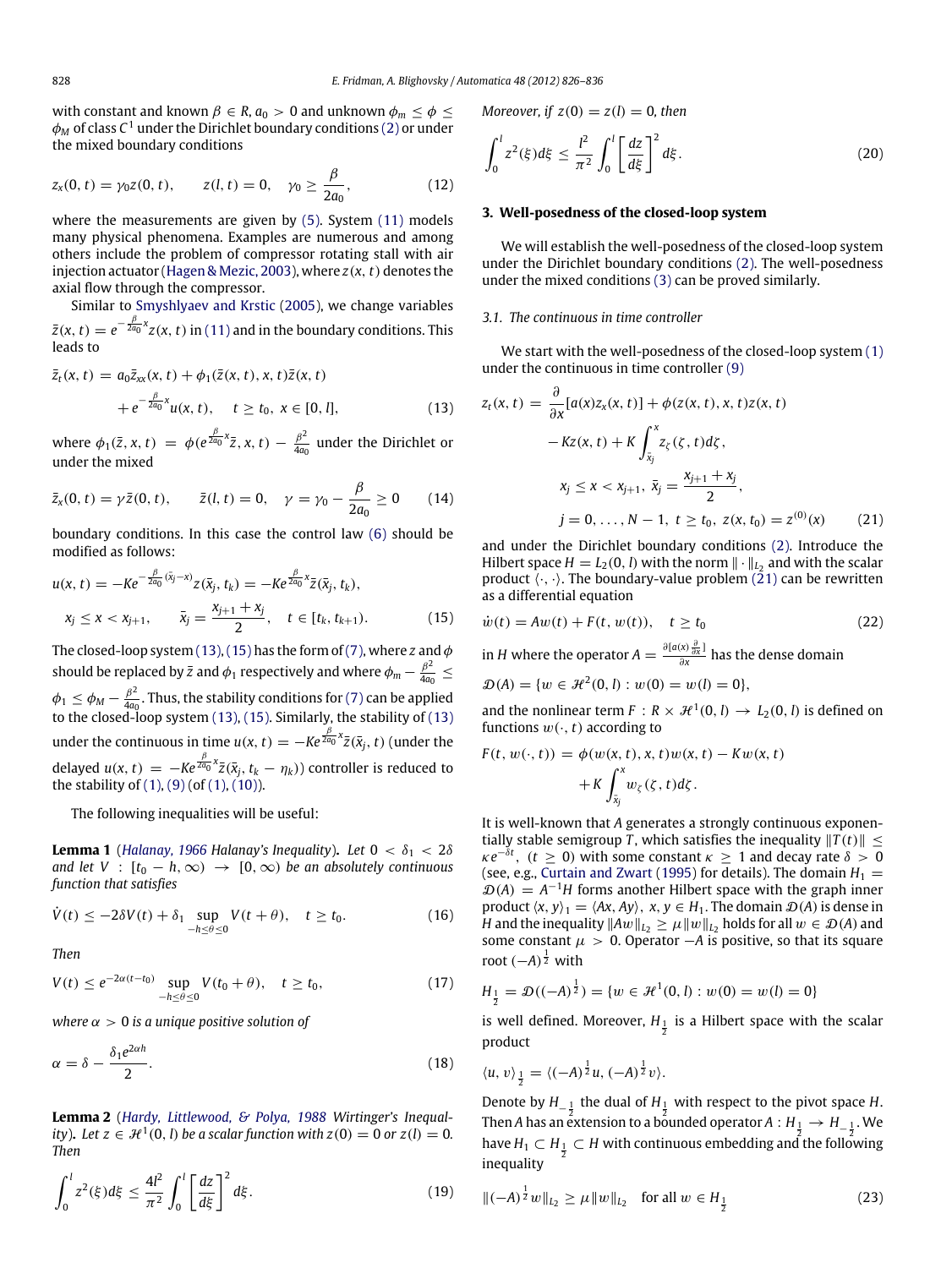with constant and known $\beta \in R$, $a_0 > 0$ and unknown $\phi_m \le \phi \le \phi_M$ of class $C^1$ under the Dirichlet boundary conditions (2) or under the mixed boundary conditions

$$z_x(0,t) = \gamma_0 z(0,t), \qquad z(l,t) = 0, \quad \gamma_0 \ge \frac{\beta}{2a_0}, \tag{12}$$

where the measurements are given by (5). System (11) models many physical phenomena. Examples are numerous and among others include the problem of compressor rotating stall with air injection actuator (Hagen & Mezic, 2003), where $z(x,t)$ denotes the axial flow through the compressor.

Similar to Smyshlyaev and Krstic (2005), we change variables $\bar{z}(x,t) = e^{-\frac{\beta}{2a_0}x} z(x,t)$ in (11) and in the boundary conditions. This leads to

$$\bar{z}_t(x,t) = a_0 \bar{z}_{xx}(x,t) + \phi_1(\bar{z}(x,t), x, t)\bar{z}(x,t) + e^{-\frac{\beta}{2a_0}x} u(x,t), \quad t \ge t_0,\ x \in [0,l], \tag{13}$$

where $\phi_1(\bar{z},x,t) = \phi(e^{\frac{\beta}{2a_0}x}\bar{z}, x, t) - \frac{\beta^2}{4a_0}$ under the Dirichlet or under the mixed

$$\bar{z}_x(0,t) = \gamma \bar{z}(0,t), \qquad \bar{z}(l,t) = 0, \quad \gamma = \gamma_0 - \frac{\beta}{2a_0} \ge 0 \tag{14}$$

boundary conditions. In this case the control law (6) should be modified as follows:

$$u(x,t) = -Ke^{-\frac{\beta}{2a_0}(\bar{x}_j - x)} z(\bar{x}_j, t_k) = -Ke^{\frac{\beta}{2a_0}x}\bar{z}(\bar{x}_j, t_k),$$
$$x_j \le x < x_{j+1}, \qquad \bar{x}_j = \frac{x_{j+1}+x_j}{2}, \quad t \in [t_k, t_{k+1}). \tag{15}$$

The closed-loop system (13), (15) has the form of (7), where $z$ and $\phi$ should be replaced by $\bar{z}$ and $\phi_1$ respectively and where $\phi_m - \frac{\beta^2}{4a_0} \le \phi_1 \le \phi_M - \frac{\beta^2}{4a_0}$. Thus, the stability conditions for (7) can be applied to the closed-loop system (13), (15). Similarly, the stability of (13) under the continuous in time $u(x,t) = -Ke^{\frac{\beta}{2a_0}x}\bar{z}(\bar{x}_j, t)$ (under the delayed $u(x,t) = -Ke^{\frac{\beta}{2a_0}x}\bar{z}(\bar{x}_j, t_k - \eta_k)$) controller is reduced to the stability of (1), (9) (of (1), (10)).

The following inequalities will be useful:

**Lemma 1** (*Halanay, 1966 Halanay's Inequality*). *Let $0 < \delta_1 < 2\delta$ and let $V : [t_0 - h, \infty) \to [0, \infty)$ be an absolutely continuous function that satisfies*

$$\dot{V}(t) \le -2\delta V(t) + \delta_1 \sup_{-h \le \theta \le 0} V(t+\theta), \quad t \ge t_0. \tag{16}$$

*Then*

$$V(t) \le e^{-2\alpha(t-t_0)} \sup_{-h \le \theta \le 0} V(t_0+\theta), \quad t \ge t_0, \tag{17}$$

*where $\alpha > 0$ is a unique positive solution of*

$$\alpha = \delta - \frac{\delta_1 e^{2\alpha h}}{2}. \tag{18}$$

**Lemma 2** (*Hardy, Littlewood, & Polya, 1988 Wirtinger's Inequality*). *Let $z \in \mathcal{H}^1(0,l)$ be a scalar function with $z(0) = 0$ or $z(l) = 0$. Then*

$$\int_0^l z^2(\xi)d\xi \le \frac{4l^2}{\pi^2}\int_0^l \left[\frac{dz}{d\xi}\right]^2 d\xi. \tag{19}$$

*Moreover, if $z(0) = z(l) = 0$, then*

$$\int_0^l z^2(\xi)d\xi \le \frac{l^2}{\pi^2}\int_0^l \left[\frac{dz}{d\xi}\right]^2 d\xi. \tag{20}$$

## 3. Well-posedness of the closed-loop system

We will establish the well-posedness of the closed-loop system under the Dirichlet boundary conditions (2). The well-posedness under the mixed conditions (3) can be proved similarly.

### 3.1. The continuous in time controller

We start with the well-posedness of the closed-loop system (1) under the continuous in time controller (9)

$$z_t(x,t) = \frac{\partial}{\partial x}[a(x)z_x(x,t)] + \phi(z(x,t),x,t)z(x,t) - Kz(x,t) + K\int_{\bar{x}_j}^x z_\zeta(\zeta,t)d\zeta,$$
$$x_j \le x < x_{j+1},\ \bar{x}_j = \frac{x_{j+1}+x_j}{2},$$
$$j = 0,\ldots,N-1,\ t \ge t_0,\ z(x,t_0) = z^{(0)}(x) \tag{21}$$

and under the Dirichlet boundary conditions (2). Introduce the Hilbert space $H = L_2(0,l)$ with the norm $\|\cdot\|_{L_2}$ and with the scalar product $\langle\cdot,\cdot\rangle$. The boundary-value problem (21) can be rewritten as a differential equation

$$\dot{w}(t) = Aw(t) + F(t, w(t)), \quad t \ge t_0 \tag{22}$$

in $H$ where the operator $A = \frac{\partial[a(x)\frac{\partial}{\partial x}]}{\partial x}$ has the dense domain

$$\mathcal{D}(A) = \{w \in \mathcal{H}^2(0,l) : w(0) = w(l) = 0\},$$

and the nonlinear term $F : R \times \mathcal{H}^1(0,l) \to L_2(0,l)$ is defined on functions $w(\cdot,t)$ according to

$$F(t, w(\cdot,t)) = \phi(w(x,t),x,t)w(x,t) - Kw(x,t) + K\int_{\bar{x}_j}^x w_\zeta(\zeta,t)d\zeta.$$

It is well-known that $A$ generates a strongly continuous exponentially stable semigroup $T$, which satisfies the inequality $\|T(t)\| \le \kappa e^{-\delta t}$, $(t \ge 0)$ with some constant $\kappa \ge 1$ and decay rate $\delta > 0$ (see, e.g., Curtain and Zwart (1995) for details). The domain $H_1 = \mathcal{D}(A) = A^{-1}H$ forms another Hilbert space with the graph inner product $\langle x, y\rangle_1 = \langle Ax, Ay\rangle$, $x, y \in H_1$. The domain $\mathcal{D}(A)$ is dense in $H$ and the inequality $\|Aw\|_{L_2} \ge \mu\|w\|_{L_2}$ holds for all $w \in \mathcal{D}(A)$ and some constant $\mu > 0$. Operator $-A$ is positive, so that its square root $(-A)^{\frac{1}{2}}$ with

$$H_{\frac{1}{2}} = \mathcal{D}((-A)^{\frac{1}{2}}) = \{w \in \mathcal{H}^1(0,l) : w(0) = w(l) = 0\}$$

is well defined. Moreover, $H_{\frac{1}{2}}$ is a Hilbert space with the scalar product

$$\langle u, v\rangle_{\frac{1}{2}} = \langle(-A)^{\frac{1}{2}}u, (-A)^{\frac{1}{2}}v\rangle.$$

Denote by $H_{-\frac{1}{2}}$ the dual of $H_{\frac{1}{2}}$ with respect to the pivot space $H$. Then $A$ has an extension to a bounded operator $A : H_{\frac{1}{2}} \to H_{-\frac{1}{2}}$. We have $H_1 \subset H_{\frac{1}{2}} \subset H$ with continuous embedding and the following inequality

$$\|(-A)^{\frac{1}{2}}w\|_{L_2} \ge \mu\|w\|_{L_2} \quad \text{for all } w \in H_{\frac{1}{2}} \tag{23}$$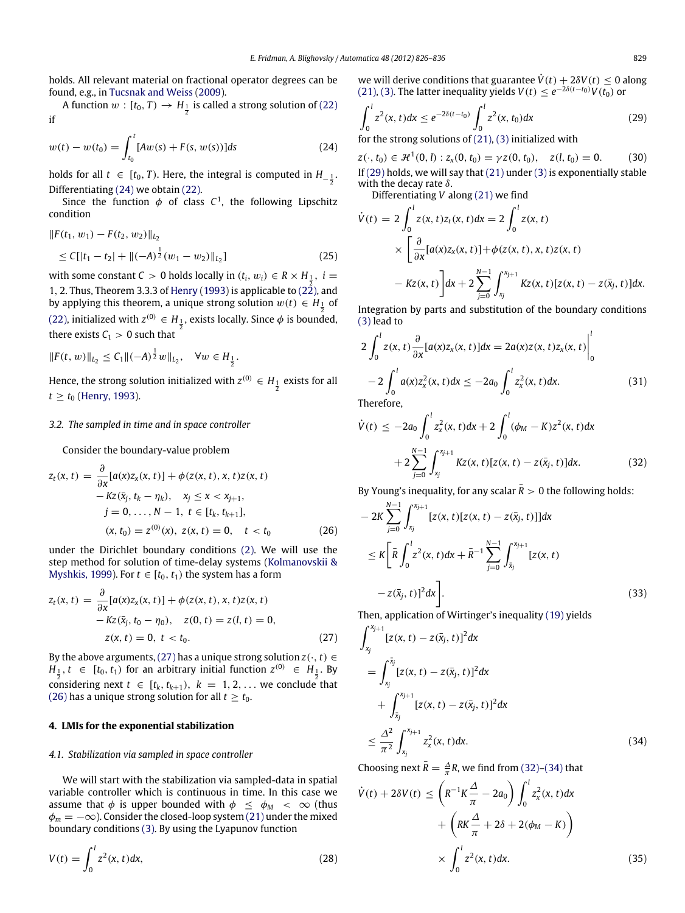holds. All relevant material on fractional operator degrees can be found, e.g., in Tucsnak and Weiss (2009).

A function $w : [t_0, T) \to H_{\frac{1}{2}}$ is called a strong solution of (22) if

$$w(t) - w(t_0) = \int_{t_0}^{t} [Aw(s) + F(s, w(s))]ds \tag{24}$$

holds for all $t \in [t_0, T)$. Here, the integral is computed in $H_{-\frac{1}{2}}$. Differentiating (24) we obtain (22).

Since the function $\phi$ of class $C^1$, the following Lipschitz condition

$$\|F(t_1, w_1) - F(t_2, w_2)\|_{L_2} \\ \leq C[|t_1 - t_2| + \|(-A)^{\frac{1}{2}}(w_1 - w_2)\|_{L_2}] \tag{25}$$

with some constant $C > 0$ holds locally in $(t_i, w_i) \in R \times H_{\frac{1}{2}}$, $i = 1, 2$. Thus, Theorem 3.3.3 of Henry (1993) is applicable to (22), and by applying this theorem, a unique strong solution $w(t) \in H_{\frac{1}{2}}$ of (22), initialized with $z^{(0)} \in H_{\frac{1}{2}}$, exists locally. Since $\phi$ is bounded, there exists $C_1 > 0$ such that

$$\|F(t, w)\|_{L_2} \leq C_1 \|(-A)^{\frac{1}{2}} w\|_{L_2}, \quad \forall w \in H_{\frac{1}{2}}.$$

Hence, the strong solution initialized with $z^{(0)} \in H_{\frac{1}{2}}$ exists for all $t \geq t_0$ (Henry, 1993).

### 3.2. The sampled in time and in space controller

Consider the boundary-value problem

$$\begin{aligned} z_t(x, t) &= \frac{\partial}{\partial x}[a(x)z_x(x, t)] + \phi(z(x, t), x, t)z(x, t) \\ &\quad - Kz(\bar{x}_j, t_k - \eta_k), \quad x_j \leq x < x_{j+1}, \\ &\quad j = 0, \dots, N-1, \ t \in [t_k, t_{k+1}], \\ &\quad (x, t_0) = z^{(0)}(x), \ z(x, t) = 0, \quad t < t_0 \end{aligned} \tag{26}$$

under the Dirichlet boundary conditions (2). We will use the step method for solution of time-delay systems (Kolmanovskii & Myshkis, 1999). For $t \in [t_0, t_1)$ the system has a form

$$\begin{aligned} z_t(x, t) &= \frac{\partial}{\partial x}[a(x)z_x(x, t)] + \phi(z(x, t), x, t)z(x, t) \\ &\quad - Kz(\bar{x}_j, t_0 - \eta_0), \quad z(0, t) = z(l, t) = 0, \\ &\quad z(x, t) = 0, \ t < t_0. \end{aligned} \tag{27}$$

By the above arguments, (27) has a unique strong solution $z(\cdot, t) \in H_{\frac{1}{2}}$, $t \in [t_0, t_1)$ for an arbitrary initial function $z^{(0)} \in H_{\frac{1}{2}}$. By considering next $t \in [t_k, t_{k+1})$, $k = 1, 2, \dots$ we conclude that (26) has a unique strong solution for all $t \geq t_0$.

## 4. LMIs for the exponential stabilization

### 4.1. Stabilization via sampled in space controller

We will start with the stabilization via sampled-data in spatial variable controller which is continuous in time. In this case we assume that $\phi$ is upper bounded with $\phi \leq \phi_M < \infty$ (thus $\phi_m = -\infty$). Consider the closed-loop system (21) under the mixed boundary conditions (3). By using the Lyapunov function

$$V(t) = \int_0^l z^2(x, t)dx, \tag{28}$$

we will derive conditions that guarantee $\dot{V}(t) + 2\delta V(t) \leq 0$ along (21), (3). The latter inequality yields $V(t) \leq e^{-2\delta(t-t_0)}V(t_0)$ or

$$\int_0^l z^2(x, t)dx \leq e^{-2\delta(t-t_0)} \int_0^l z^2(x, t_0)dx \tag{29}$$

for the strong solutions of (21), (3) initialized with

$$z(\cdot, t_0) \in \mathcal{H}^1(0, l) : z_x(0, t_0) = \gamma z(0, t_0), \quad z(l, t_0) = 0. \tag{30}$$

If (29) holds, we will say that (21) under (3) is exponentially stable with the decay rate $\delta$.

Differentiating $V$ along (21) we find

$$\begin{aligned} \dot{V}(t) &= 2\int_0^l z(x, t)z_t(x, t)dx = 2\int_0^l z(x, t) \\ &\quad \times \left[\frac{\partial}{\partial x}[a(x)z_x(x, t)] + \phi(z(x, t), x, t)z(x, t) \right. \\ &\quad \left. - Kz(x, t)\right]dx + 2\sum_{j=0}^{N-1}\int_{x_j}^{x_{j+1}} Kz(x, t)[z(x, t) - z(\bar{x}_j, t)]dx. \end{aligned}$$

Integration by parts and substitution of the boundary conditions (3) lead to

$$\begin{aligned} &2\int_0^l z(x, t)\frac{\partial}{\partial x}[a(x)z_x(x, t)]dx = 2a(x)z(x, t)z_x(x, t)\Big|_0^l \\ &\quad - 2\int_0^l a(x)z_x^2(x, t)dx \leq -2a_0 \int_0^l z_x^2(x, t)dx. \end{aligned} \tag{31}$$

Therefore,

$$\begin{aligned} \dot{V}(t) &\leq -2a_0 \int_0^l z_x^2(x, t)dx + 2\int_0^l (\phi_M - K)z^2(x, t)dx \\ &\quad + 2\sum_{j=0}^{N-1}\int_{x_j}^{x_{j+1}} Kz(x, t)[z(x, t) - z(\bar{x}_j, t)]dx. \end{aligned} \tag{32}$$

By Young's inequality, for any scalar $\bar{R} > 0$ the following holds:

$$\begin{aligned} &-2K\sum_{j=0}^{N-1}\int_{x_j}^{x_{j+1}} [z(x, t)[z(x, t) - z(\bar{x}_j, t)]]dx \\ &\leq K\left[\bar{R}\int_0^l z^2(x, t)dx + \bar{R}^{-1}\sum_{j=0}^{N-1}\int_{x_j}^{x_{j+1}} [z(x, t) \right. \\ &\quad \left. - z(\bar{x}_j, t)]^2dx\right]. \end{aligned} \tag{33}$$

Then, application of Wirtinger's inequality (19) yields

$$\begin{aligned} &\int_{x_j}^{x_{j+1}} [z(x, t) - z(\bar{x}_j, t)]^2dx \\ &= \int_{x_j}^{\bar{x}_j} [z(x, t) - z(\bar{x}_j, t)]^2dx \\ &\quad + \int_{\bar{x}_j}^{x_{j+1}} [z(x, t) - z(\bar{x}_j, t)]^2dx \\ &\leq \frac{\Delta^2}{\pi^2}\int_{x_j}^{x_{j+1}} z_x^2(x, t)dx. \end{aligned} \tag{34}$$

Choosing next $\bar{R} = \frac{\Delta}{\pi}R$, we find from (32)–(34) that

$$\begin{aligned} \dot{V}(t) + 2\delta V(t) &\leq \left(R^{-1}K\frac{\Delta}{\pi} - 2a_0\right)\int_0^l z_x^2(x, t)dx \\ &\quad + \left(RK\frac{\Delta}{\pi} + 2\delta + 2(\phi_M - K)\right) \\ &\quad \times \int_0^l z^2(x, t)dx. \end{aligned} \tag{35}$$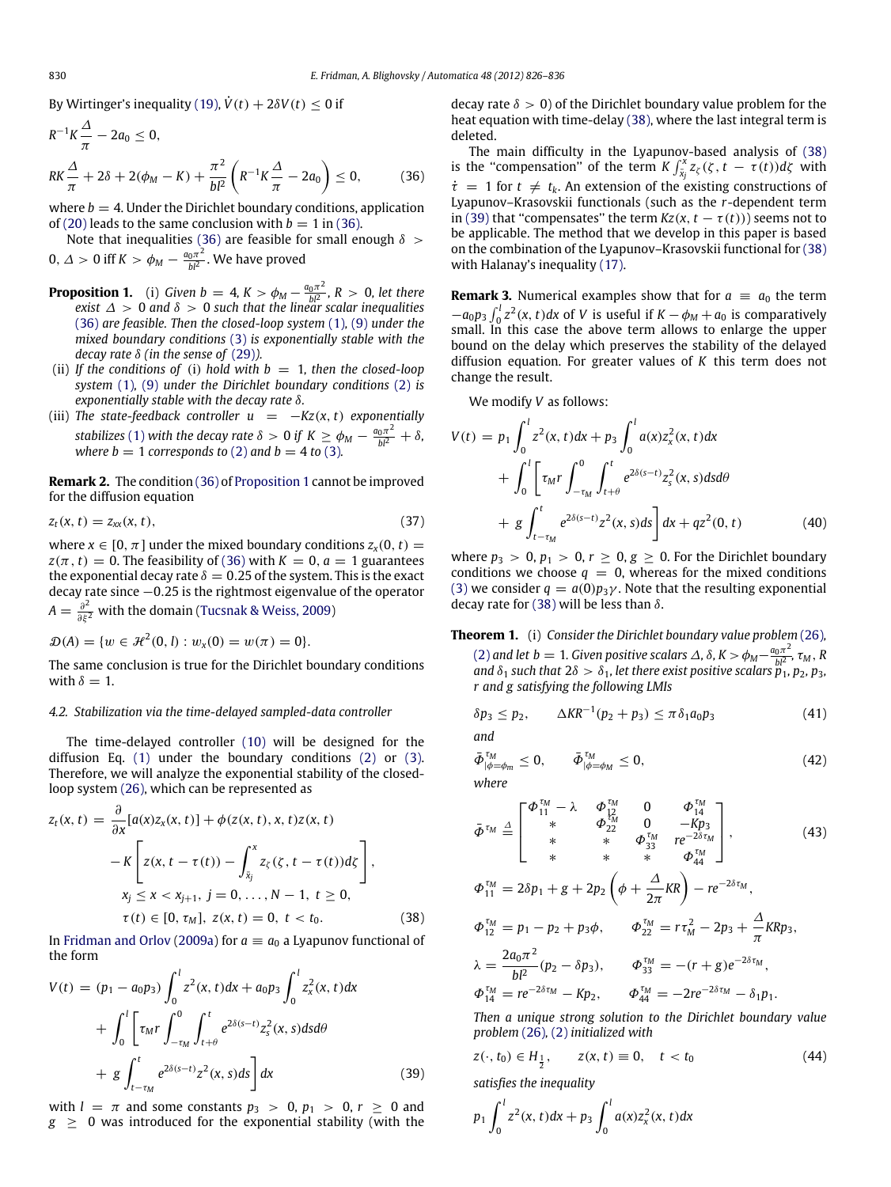By Wirtinger's inequality (19), $\dot{V}(t) + 2\delta V(t) \le 0$ if

$$R^{-1}K\frac{\Delta}{\pi} - 2a_0 \le 0,$$

$$RK\frac{\Delta}{\pi} + 2\delta + 2(\phi_M - K) + \frac{\pi^2}{bl^2}\left(R^{-1}K\frac{\Delta}{\pi} - 2a_0\right) \le 0, \tag{36}$$

where $b = 4$. Under the Dirichlet boundary conditions, application of (20) leads to the same conclusion with $b = 1$ in (36).

Note that inequalities (36) are feasible for small enough $\delta > 0$, $\Delta > 0$ iff $K > \phi_M - \frac{a_0\pi^2}{bl^2}$. We have proved

**Proposition 1.** (i) *Given $b = 4$, $K > \phi_M - \frac{a_0\pi^2}{bl^2}$, $R > 0$, let there exist $\Delta > 0$ and $\delta > 0$ such that the linear scalar inequalities (36) are feasible. Then the closed-loop system (1), (9) under the mixed boundary conditions (3) is exponentially stable with the decay rate $\delta$ (in the sense of (29)).*

(ii) *If the conditions of (i) hold with $b = 1$, then the closed-loop system (1), (9) under the Dirichlet boundary conditions (2) is exponentially stable with the decay rate $\delta$.*

(iii) *The state-feedback controller $u = -Kz(x, t)$ exponentially stabilizes (1) with the decay rate $\delta > 0$ if $K \ge \phi_M - \frac{a_0\pi^2}{bl^2} + \delta$, where $b = 1$ corresponds to (2) and $b = 4$ to (3).*

**Remark 2.** The condition (36) of Proposition 1 cannot be improved for the diffusion equation

$$z_t(x, t) = z_{xx}(x, t), \tag{37}$$

where $x \in [0, \pi]$ under the mixed boundary conditions $z_x(0, t) = z(\pi, t) = 0$. The feasibility of (36) with $K = 0$, $a = 1$ guarantees the exponential decay rate $\delta = 0.25$ of the system. This is the exact decay rate since $-0.25$ is the rightmost eigenvalue of the operator $A = \frac{\partial^2}{\partial \xi^2}$ with the domain (Tucsnak & Weiss, 2009)

$$\mathcal{D}(A) = \{w \in \mathcal{H}^2(0, l) : w_x(0) = w(\pi) = 0\}.$$

The same conclusion is true for the Dirichlet boundary conditions with $\delta = 1$.

### 4.2. Stabilization via the time-delayed sampled-data controller

The time-delayed controller (10) will be designed for the diffusion Eq. (1) under the boundary conditions (2) or (3). Therefore, we will analyze the exponential stability of the closed-loop system (26), which can be represented as

$$\begin{aligned} z_t(x, t) &= \frac{\partial}{\partial x}[a(x)z_x(x, t)] + \phi(z(x, t), x, t)z(x, t) \\ &\quad - K\left[z(x, t - \tau(t)) - \int_{\bar{x}_j}^{x} z_\zeta(\zeta, t - \tau(t))d\zeta\right], \\ &\quad x_j \le x < x_{j+1},\ j = 0, \ldots, N-1,\ t \ge 0, \\ &\quad \tau(t) \in [0, \tau_M],\ z(x, t) = 0,\ t < t_0. \end{aligned} \tag{38}$$

In Fridman and Orlov (2009a) for $a \equiv a_0$ a Lyapunov functional of the form

$$\begin{aligned} V(t) &= (p_1 - a_0 p_3)\int_0^l z^2(x, t)dx + a_0 p_3 \int_0^l z_x^2(x, t)dx \\ &\quad + \int_0^l \left[\tau_M r \int_{-\tau_M}^{0}\int_{t+\theta}^{t} e^{2\delta(s-t)} z_s^2(x, s)dsd\theta \right. \\ &\quad \left. + g\int_{t-\tau_M}^{t} e^{2\delta(s-t)} z^2(x, s)ds\right]dx \end{aligned} \tag{39}$$

with $l = \pi$ and some constants $p_3 > 0$, $p_1 > 0$, $r \ge 0$ and $g \ge 0$ was introduced for the exponential stability (with the decay rate $\delta > 0$) of the Dirichlet boundary value problem for the heat equation with time-delay (38), where the last integral term is deleted.

The main difficulty in the Lyapunov-based analysis of (38) is the "compensation" of the term $K\int_{\bar{x}_j}^{x} z_\zeta(\zeta, t - \tau(t))d\zeta$ with $\dot{\tau} = 1$ for $t \ne t_k$. An extension of the existing constructions of Lyapunov–Krasovskii functionals (such as the $r$-dependent term in (39) that "compensates" the term $Kz(x, t - \tau(t))$) seems not to be applicable. The method that we develop in this paper is based on the combination of the Lyapunov–Krasovskii functional for (38) with Halanay's inequality (17).

**Remark 3.** Numerical examples show that for $a \equiv a_0$ the term $-a_0 p_3 \int_0^l z^2(x, t)dx$ of $V$ is useful if $K - \phi_M + a_0$ is comparatively small. In this case the above term allows to enlarge the upper bound on the delay which preserves the stability of the delayed diffusion equation. For greater values of $K$ this term does not change the result.

We modify $V$ as follows:

$$\begin{aligned} V(t) &= p_1 \int_0^l z^2(x, t)dx + p_3 \int_0^l a(x)z_x^2(x, t)dx \\ &\quad + \int_0^l \left[\tau_M r \int_{-\tau_M}^{0}\int_{t+\theta}^{t} e^{2\delta(s-t)} z_s^2(x, s)dsd\theta \right. \\ &\quad \left. + g\int_{t-\tau_M}^{t} e^{2\delta(s-t)} z^2(x, s)ds\right]dx + qz^2(0, t) \end{aligned} \tag{40}$$

where $p_3 > 0$, $p_1 > 0$, $r \ge 0$, $g \ge 0$. For the Dirichlet boundary conditions we choose $q = 0$, whereas for the mixed conditions (3) we consider $q = a(0)p_3\gamma$. Note that the resulting exponential decay rate for (38) will be less than $\delta$.

**Theorem 1.** (i) *Consider the Dirichlet boundary value problem (26), (2) and let $b = 1$. Given positive scalars $\Delta$, $\delta$, $K > \phi_M - \frac{a_0\pi^2}{bl^2}$, $\tau_M$, $R$ and $\delta_1$ such that $2\delta > \delta_1$, let there exist positive scalars $p_1$, $p_2$, $p_3$, $r$ and $g$ satisfying the following LMIs*

$$\delta p_3 \le p_2, \qquad \Delta KR^{-1}(p_2 + p_3) \le \pi \delta_1 a_0 p_3 \tag{41}$$

*and*

$$\bar{\Phi}^{\tau_M}_{|\phi=\phi_m} \le 0, \qquad \bar{\Phi}^{\tau_M}_{|\phi=\phi_M} \le 0, \tag{42}$$

*where*

$$\bar{\Phi}^{\tau_M} \triangleq \begin{bmatrix} \Phi_{11}^{\tau_M} - \lambda & \Phi_{12}^{\tau_M} & 0 & \Phi_{14}^{\tau_M} \\ * & \Phi_{22}^{\tau_M} & 0 & -Kp_3 \\ * & * & \Phi_{33}^{\tau_M} & re^{-2\delta\tau_M} \\ * & * & * & \Phi_{44}^{\tau_M} \end{bmatrix}, \tag{43}$$

$$\Phi_{11}^{\tau_M} = 2\delta p_1 + g + 2p_2\left(\phi + \frac{\Delta}{2\pi}KR\right) - re^{-2\delta\tau_M},$$

$$\Phi_{12}^{\tau_M} = p_1 - p_2 + p_3\phi, \qquad \Phi_{22}^{\tau_M} = r\tau_M^2 - 2p_3 + \frac{\Delta}{\pi}KRp_3,$$

$$\lambda = \frac{2a_0\pi^2}{bl^2}(p_2 - \delta p_3), \qquad \Phi_{33}^{\tau_M} = -(r + g)e^{-2\delta\tau_M},$$

$$\Phi_{14}^{\tau_M} = re^{-2\delta\tau_M} - Kp_2, \qquad \Phi_{44}^{\tau_M} = -2re^{-2\delta\tau_M} - \delta_1 p_1.$$

*Then a unique strong solution to the Dirichlet boundary value problem (26), (2) initialized with*

$$z(\cdot, t_0) \in H_{\frac{1}{2}}, \qquad z(x, t) \equiv 0, \quad t < t_0 \tag{44}$$

*satisfies the inequality*

$$p_1 \int_0^l z^2(x, t)dx + p_3 \int_0^l a(x)z_x^2(x, t)dx$$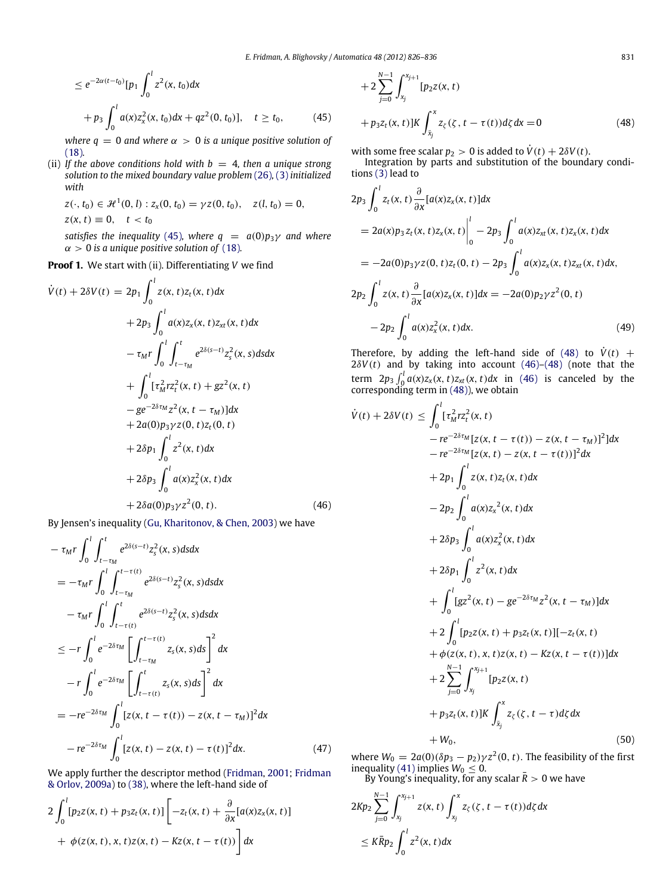$$\leq e^{-2\alpha(t-t_0)}[p_1 \int_0^l z^2(x, t_0)dx$$

$$+ p_3 \int_0^l a(x)z_x^2(x, t_0)dx + qz^2(0, t_0)], \quad t \geq t_0, \tag{45}$$

*where $q = 0$ and where $\alpha > 0$ is a unique positive solution of (18).*

(ii) *If the above conditions hold with $b = 4$, then a unique strong solution to the mixed boundary value problem (26), (3) initialized with*

$$z(\cdot, t_0) \in \mathcal{H}^1(0, l) : z_x(0, t_0) = \gamma z(0, t_0), \quad z(l, t_0) = 0,$$
$$z(x, t) \equiv 0, \quad t < t_0$$

*satisfies the inequality (45), where $q = a(0)p_3\gamma$ and where $\alpha > 0$ is a unique positive solution of (18).*

**Proof 1.** We start with (ii). Differentiating $V$ we find

$$\begin{aligned}
\dot{V}(t) + 2\delta V(t) = {} & 2p_1 \int_0^l z(x, t)z_t(x, t)dx \\
& + 2p_3 \int_0^l a(x)z_x(x, t)z_{xt}(x, t)dx \\
& - \tau_M r \int_0^l \int_{t-\tau_M}^t e^{2\delta(s-t)} z_s^2(x, s)dsdx \\
& + \int_0^l [\tau_M^2 r z_t^2(x, t) + gz^2(x, t) \\
& - ge^{-2\delta\tau_M} z^2(x, t-\tau_M)]dx \\
& + 2a(0)p_3\gamma z(0, t)z_t(0, t) \\
& + 2\delta p_1 \int_0^l z^2(x, t)dx \\
& + 2\delta p_3 \int_0^l a(x)z_x^2(x, t)dx \\
& + 2\delta a(0)p_3\gamma z^2(0, t).
\end{aligned} \tag{46}$$

By Jensen's inequality (Gu, Kharitonov, & Chen, 2003) we have

$$\begin{aligned}
& -\tau_M r \int_0^l \int_{t-\tau_M}^t e^{2\delta(s-t)} z_s^2(x, s)dsdx \\
& = -\tau_M r \int_0^l \int_{t-\tau_M}^{t-\tau(t)} e^{2\delta(s-t)} z_s^2(x, s)dsdx \\
& \quad - \tau_M r \int_0^l \int_{t-\tau(t)}^t e^{2\delta(s-t)} z_s^2(x, s)dsdx \\
& \leq -r \int_0^l e^{-2\delta\tau_M} \left[\int_{t-\tau_M}^{t-\tau(t)} z_s(x, s)ds\right]^2 dx \\
& \quad - r \int_0^l e^{-2\delta\tau_M} \left[\int_{t-\tau(t)}^t z_s(x, s)ds\right]^2 dx \\
& = -re^{-2\delta\tau_M} \int_0^l [z(x, t-\tau(t)) - z(x, t-\tau_M)]^2 dx \\
& \quad - re^{-2\delta\tau_M} \int_0^l [z(x, t) - z(x, t) - \tau(t)]^2 dx.
\end{aligned} \tag{47}$$

We apply further the descriptor method (Fridman, 2001; Fridman & Orlov, 2009a) to (38), where the left-hand side of

$$\begin{aligned}
& 2\int_0^l [p_2 z(x, t) + p_3 z_t(x, t)] \left[-z_t(x, t) + \frac{\partial}{\partial x}[a(x)z_x(x, t)] \right. \\
& \left. + \phi(z(x, t), x, t)z(x, t) - Kz(x, t-\tau(t))\right] dx \\
& + 2\sum_{j=0}^{N-1} \int_{x_j}^{x_{j+1}} [p_2 z(x, t) \\
& + p_3 z_t(x, t)]K \int_{\bar{x}_j}^x z_\zeta(\zeta, t-\tau(t))d\zeta dx = 0
\end{aligned} \tag{48}$$

with some free scalar $p_2 > 0$ is added to $\dot{V}(t) + 2\delta V(t)$.

Integration by parts and substitution of the boundary conditions (3) lead to

$$\begin{aligned}
& 2p_3 \int_0^l z_t(x, t)\frac{\partial}{\partial x}[a(x)z_x(x, t)]dx \\
& = 2a(x)p_3 z_t(x, t)z_x(x, t)\Big|_0^l - 2p_3 \int_0^l a(x)z_{xt}(x, t)z_x(x, t)dx \\
& = -2a(0)p_3\gamma z(0, t)z_t(0, t) - 2p_3 \int_0^l a(x)z_x(x, t)z_{xt}(x, t)dx, \\
& 2p_2 \int_0^l z(x, t)\frac{\partial}{\partial x}[a(x)z_x(x, t)]dx = -2a(0)p_2\gamma z^2(0, t) \\
& \quad - 2p_2 \int_0^l a(x)z_x^2(x, t)dx.
\end{aligned} \tag{49}$$

Therefore, by adding the left-hand side of (48) to $\dot{V}(t) + 2\delta V(t)$ and by taking into account (46)–(48) (note that the term $2p_3 \int_0^l a(x)z_x(x, t)z_{xt}(x, t)dx$ in (46) is canceled by the corresponding term in (48)), we obtain

$$\begin{aligned}
\dot{V}(t) + 2\delta V(t) \leq {} & \int_0^l [\tau_M^2 r z_t^2(x, t) \\
& - re^{-2\delta\tau_M}[z(x, t-\tau(t)) - z(x, t-\tau_M)]^2]dx \\
& - re^{-2\delta\tau_M}[z(x, t) - z(x, t-\tau(t))]^2 dx \\
& + 2p_1 \int_0^l z(x, t)z_t(x, t)dx \\
& - 2p_2 \int_0^l a(x){z_x}^2(x, t)dx \\
& + 2\delta p_3 \int_0^l a(x)z_x^2(x, t)dx \\
& + 2\delta p_1 \int_0^l z^2(x, t)dx \\
& + \int_0^l [gz^2(x, t) - ge^{-2\delta\tau_M} z^2(x, t-\tau_M)]dx \\
& + 2\int_0^l [p_2 z(x, t) + p_3 z_t(x, t)][-z_t(x, t) \\
& + \phi(z(x, t), x, t)z(x, t) - Kz(x, t-\tau(t))]dx \\
& + 2\sum_{j=0}^{N-1} \int_{x_j}^{x_{j+1}} [p_2 z(x, t) \\
& + p_3 z_t(x, t)]K \int_{\bar{x}_j}^x z_\zeta(\zeta, t-\tau)d\zeta dx \\
& + W_0,
\end{aligned} \tag{50}$$

where $W_0 = 2a(0)(\delta p_3 - p_2)\gamma z^2(0, t)$. The feasibility of the first inequality (41) implies $W_0 \leq 0$.

By Young's inequality, for any scalar $\bar{R} > 0$ we have

$$2Kp_2 \sum_{j=0}^{N-1} \int_{x_j}^{x_{j+1}} z(x, t) \int_{x_j}^x z_\zeta(\zeta, t-\tau(t))d\zeta dx$$
$$\leq K\bar{R}p_2 \int_0^l z^2(x, t)dx$$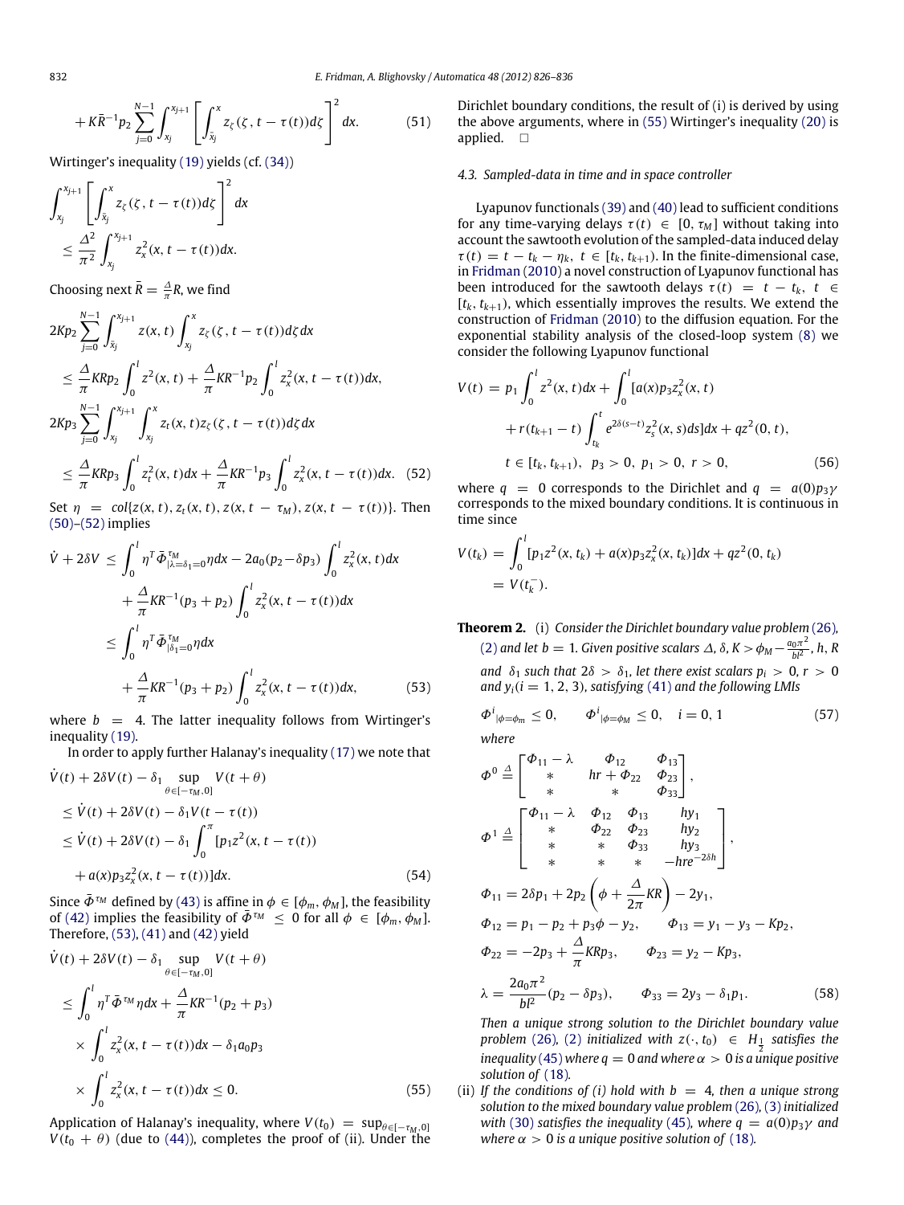$$+K\bar{R}^{-1}p_2\sum_{j=0}^{N-1}\int_{x_j}^{x_{j+1}}\left[\int_{\bar{x}_j}^{x} z_\zeta(\zeta, t-\tau(t))d\zeta\right]^2 dx. \tag{51}$$

Wirtinger's inequality (19) yields (cf. (34))

$$\int_{x_j}^{x_{j+1}}\left[\int_{\bar{x}_j}^{x} z_\zeta(\zeta, t-\tau(t))d\zeta\right]^2 dx \leq \frac{\Delta^2}{\pi^2}\int_{x_j}^{x_{j+1}} z_x^2(x, t-\tau(t))dx.$$

Choosing next $\bar{R} = \frac{\Delta}{\pi}R$, we find

$$\begin{aligned}
&2Kp_2\sum_{j=0}^{N-1}\int_{\bar{x}_j}^{x_{j+1}} z(x,t)\int_{x_j}^{x} z_\zeta(\zeta, t-\tau(t))d\zeta\, dx \\
&\leq \frac{\Delta}{\pi}KRp_2\int_0^l z^2(x,t) + \frac{\Delta}{\pi}KR^{-1}p_2\int_0^l z_x^2(x, t-\tau(t))dx, \\
&2Kp_3\sum_{j=0}^{N-1}\int_{x_j}^{x_{j+1}}\int_{x_j}^{x} z_t(x,t)z_\zeta(\zeta, t-\tau(t))d\zeta\, dx \\
&\leq \frac{\Delta}{\pi}KRp_3\int_0^l z_t^2(x,t)dx + \frac{\Delta}{\pi}KR^{-1}p_3\int_0^l z_x^2(x, t-\tau(t))dx. \quad (52)
\end{aligned}$$

Set $\eta = col\{z(x,t), z_t(x,t), z(x,t-\tau_M), z(x,t-\tau(t))\}$. Then (50)–(52) implies

$$\begin{aligned}
\dot{V} + 2\delta V &\leq \int_0^l \eta^T \bar{\Phi}^{\tau_M}_{|\lambda=\delta_1=0}\eta dx - 2a_0(p_2 - \delta p_3)\int_0^l z_x^2(x,t)dx \\
&\quad + \frac{\Delta}{\pi}KR^{-1}(p_3+p_2)\int_0^l z_x^2(x, t-\tau(t))dx \\
&\leq \int_0^l \eta^T \bar{\Phi}^{\tau_M}_{|\delta_1=0}\eta dx \\
&\quad + \frac{\Delta}{\pi}KR^{-1}(p_3+p_2)\int_0^l z_x^2(x, t-\tau(t))dx,
\end{aligned} \tag{53}$$

where $b = 4$. The latter inequality follows from Wirtinger's inequality (19).

In order to apply further Halanay's inequality (17) we note that

$$\begin{aligned}
&\dot{V}(t) + 2\delta V(t) - \delta_1 \sup_{\theta\in[-\tau_M, 0]} V(t+\theta) \\
&\leq \dot{V}(t) + 2\delta V(t) - \delta_1 V(t-\tau(t)) \\
&\leq \dot{V}(t) + 2\delta V(t) - \delta_1\int_0^\pi [p_1 z^2(x, t-\tau(t)) \\
&\quad + a(x)p_3 z_x^2(x, t-\tau(t))]dx.
\end{aligned} \tag{54}$$

Since $\bar{\Phi}^{\tau_M}$ defined by (43) is affine in $\phi \in [\phi_m, \phi_M]$, the feasibility of (42) implies the feasibility of $\bar{\Phi}^{\tau_M} \leq 0$ for all $\phi \in [\phi_m, \phi_M]$. Therefore, (53), (41) and (42) yield

$$\begin{aligned}
&\dot{V}(t) + 2\delta V(t) - \delta_1 \sup_{\theta\in[-\tau_M, 0]} V(t+\theta) \\
&\leq \int_0^l \eta^T\bar{\Phi}^{\tau_M}\eta dx + \frac{\Delta}{\pi}KR^{-1}(p_2+p_3) \\
&\quad \times \int_0^l z_x^2(x, t-\tau(t))dx - \delta_1 a_0 p_3 \\
&\quad \times \int_0^l z_x^2(x, t-\tau(t))dx \leq 0.
\end{aligned} \tag{55}$$

Application of Halanay's inequality, where $V(t_0) = \sup_{\theta\in[-\tau_M,0]} V(t_0+\theta)$ (due to (44)), completes the proof of (ii). Under the Dirichlet boundary conditions, the result of (i) is derived by using the above arguments, where in (55) Wirtinger's inequality (20) is applied. $\square$

### 4.3. Sampled-data in time and in space controller

Lyapunov functionals (39) and (40) lead to sufficient conditions for any time-varying delays $\tau(t) \in [0, \tau_M]$ without taking into account the sawtooth evolution of the sampled-data induced delay $\tau(t) = t - t_k - \eta_k$, $t \in [t_k, t_{k+1})$. In the finite-dimensional case, in Fridman (2010) a novel construction of Lyapunov functional has been introduced for the sawtooth delays $\tau(t) = t - t_k$, $t \in [t_k, t_{k+1})$, which essentially improves the results. We extend the construction of Fridman (2010) to the diffusion equation. For the exponential stability analysis of the closed-loop system (8) we consider the following Lyapunov functional

$$\begin{aligned}
V(t) &= p_1\int_0^l z^2(x,t)dx + \int_0^l [a(x)p_3 z_x^2(x,t) \\
&\quad + r(t_{k+1}-t)\int_{t_k}^t e^{2\delta(s-t)} z_s^2(x,s)ds]dx + qz^2(0,t), \\
&\quad t\in[t_k, t_{k+1}),\ p_3 > 0,\ p_1 > 0,\ r > 0,
\end{aligned} \tag{56}$$

where $q = 0$ corresponds to the Dirichlet and $q = a(0)p_3\gamma$ corresponds to the mixed boundary conditions. It is continuous in time since

$$V(t_k) = \int_0^l [p_1 z^2(x, t_k) + a(x)p_3 z_x^2(x, t_k)]dx + qz^2(0, t_k) = V(t_k^-).$$

**Theorem 2.** (i) *Consider the Dirichlet boundary value problem (26), (2) and let $b = 1$. Given positive scalars $\Delta$, $\delta$, $K > \phi_M - \frac{a_0\pi^2}{bl^2}$, $h$, $R$ and $\delta_1$ such that $2\delta > \delta_1$, let there exist scalars $p_i > 0$, $r > 0$ and $y_i (i = 1, 2, 3)$, satisfying (41) and the following LMIs*

$$\Phi^i_{|\phi=\phi_m} \leq 0, \qquad \Phi^i_{|\phi=\phi_M} \leq 0, \quad i = 0, 1 \tag{57}$$

*where*

$$\Phi^0 \triangleq \begin{bmatrix} \Phi_{11}-\lambda & \Phi_{12} & \Phi_{13} \\ * & hr+\Phi_{22} & \Phi_{23} \\ * & * & \Phi_{33}\end{bmatrix},$$

$$\Phi^1 \triangleq \begin{bmatrix} \Phi_{11}-\lambda & \Phi_{12} & \Phi_{13} & hy_1 \\ * & \Phi_{22} & \Phi_{23} & hy_2 \\ * & * & \Phi_{33} & hy_3 \\ * & * & * & -hre^{-2\delta h}\end{bmatrix},$$

$$\begin{aligned}
&\Phi_{11} = 2\delta p_1 + 2p_2\left(\phi + \frac{\Delta}{2\pi}KR\right) - 2y_1, \\
&\Phi_{12} = p_1 - p_2 + p_3\phi - y_2, \qquad \Phi_{13} = y_1 - y_3 - Kp_2, \\
&\Phi_{22} = -2p_3 + \frac{\Delta}{\pi}KRp_3, \qquad \Phi_{23} = y_2 - Kp_3, \\
&\lambda = \frac{2a_0\pi^2}{bl^2}(p_2 - \delta p_3), \qquad \Phi_{33} = 2y_3 - \delta_1 p_1.
\end{aligned} \tag{58}$$

*Then a unique strong solution to the Dirichlet boundary value problem (26), (2) initialized with $z(\cdot, t_0) \in H_{\frac{1}{2}}$ satisfies the inequality (45) where $q = 0$ and where $\alpha > 0$ is a unique positive solution of (18).*

(ii) *If the conditions of (i) hold with $b = 4$, then a unique strong solution to the mixed boundary value problem (26), (3) initialized with (30) satisfies the inequality (45), where $q = a(0)p_3\gamma$ and where $\alpha > 0$ is a unique positive solution of (18).*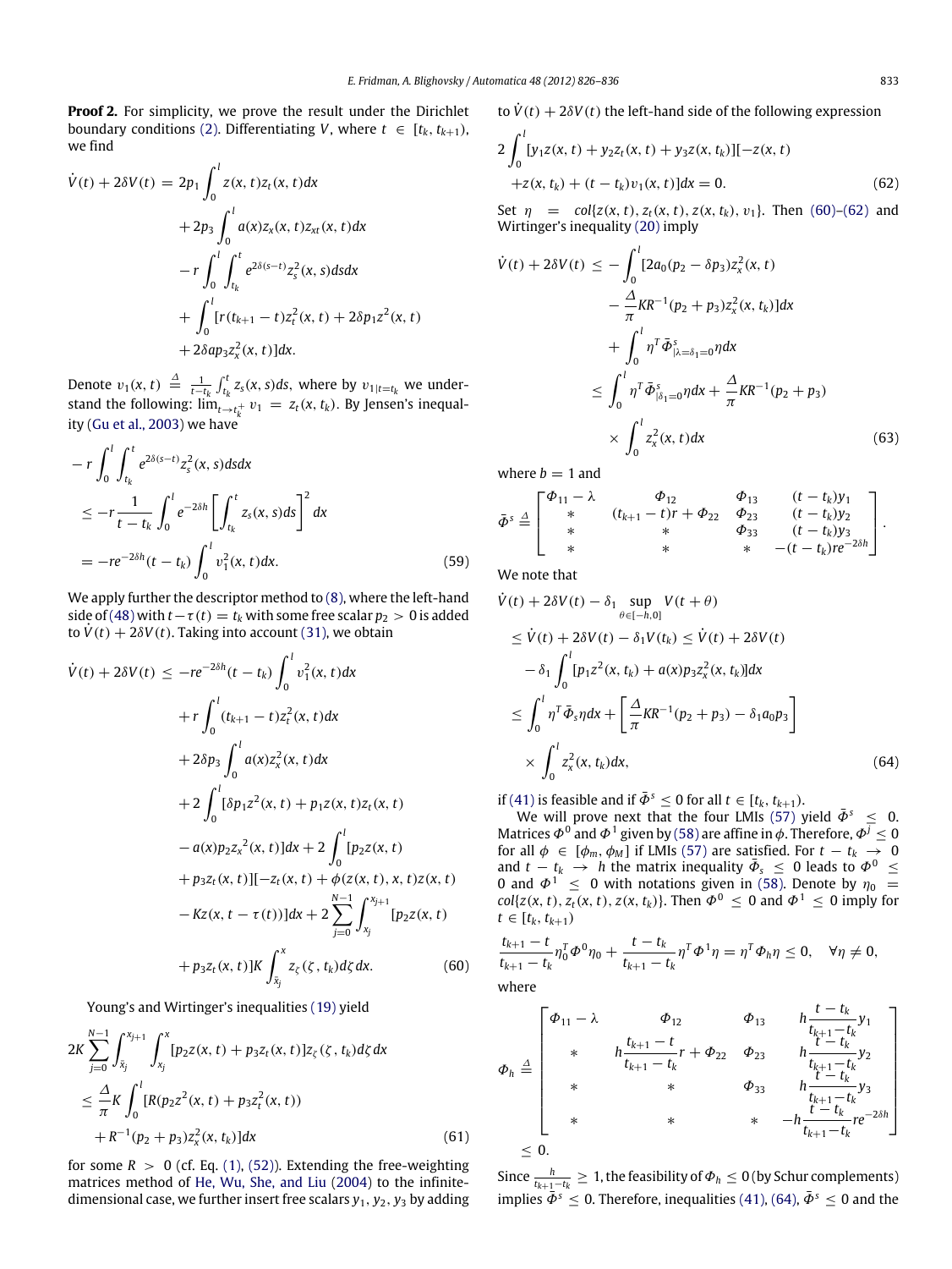**Proof 2.** For simplicity, we prove the result under the Dirichlet boundary conditions (2). Differentiating $V$, where $t \in [t_k, t_{k+1})$, we find

$$
\begin{aligned}
\dot{V}(t) + 2\delta V(t) &= 2p_1 \int_0^l z(x,t) z_t(x,t) dx \\
&+ 2p_3 \int_0^l a(x) z_x(x,t) z_{xt}(x,t) dx \\
&- r \int_0^l \int_{t_k}^t e^{2\delta(s-t)} z_s^2(x,s) ds dx \\
&+ \int_0^l [r(t_{k+1} - t) z_t^2(x,t) + 2\delta p_1 z^2(x,t) \\
&+ 2\delta a p_3 z_x^2(x,t)] dx.
\end{aligned}
$$

Denote $v_1(x,t) \triangleq \frac{1}{t-t_k} \int_{t_k}^t z_s(x,s) ds$, where by $v_{1|t=t_k}$ we understand the following: $\lim_{t \to t_k^+} v_1 = z_t(x, t_k)$. By Jensen's inequality (Gu et al., 2003) we have

$$
\begin{aligned}
&- r \int_0^l \int_{t_k}^t e^{2\delta(s-t)} z_s^2(x,s) ds dx \\
&\leq -r \frac{1}{t - t_k} \int_0^l e^{-2\delta h} \left[ \int_{t_k}^t z_s(x,s) ds \right]^2 dx \\
&= -r e^{-2\delta h} (t - t_k) \int_0^l v_1^2(x,t) dx. \qquad (59)
\end{aligned}
$$

We apply further the descriptor method to (8), where the left-hand side of (48) with $t - \tau(t) = t_k$ with some free scalar $p_2 > 0$ is added to $\dot{V}(t) + 2\delta V(t)$. Taking into account (31), we obtain

$$
\begin{aligned}
\dot{V}(t) + 2\delta V(t) &\leq -r e^{-2\delta h} (t - t_k) \int_0^l v_1^2(x,t) dx \\
&+ r \int_0^l (t_{k+1} - t) z_t^2(x,t) dx \\
&+ 2\delta p_3 \int_0^l a(x) z_x^2(x,t) dx \\
&+ 2 \int_0^l [\delta p_1 z^2(x,t) + p_1 z(x,t) z_t(x,t) \\
&- a(x) p_2 z_x{}^2(x,t)] dx + 2 \int_0^l [p_2 z(x,t) \\
&+ p_3 z_t(x,t)][-z_t(x,t) + \phi(z(x,t),x,t) z(x,t) \\
&- K z(x, t - \tau(t))] dx + 2 \sum_{j=0}^{N-1} \int_{x_j}^{x_{j+1}} [p_2 z(x,t) \\
&+ p_3 z_t(x,t)] K \int_{\bar{x}_j}^x z_\zeta(\zeta, t_k) d\zeta dx. \qquad (60)
\end{aligned}
$$

Young's and Wirtinger's inequalities (19) yield

$$
\begin{aligned}
&2K \sum_{j=0}^{N-1} \int_{\bar{x}_j}^{x_{j+1}} \int_{x_j}^x [p_2 z(x,t) + p_3 z_t(x,t)] z_\zeta(\zeta, t_k) d\zeta dx \\
&\leq \frac{\Delta}{\pi} K \int_0^l [R(p_2 z^2(x,t) + p_3 z_t^2(x,t)) \\
&+ R^{-1}(p_2 + p_3) z_x^2(x, t_k)] dx \qquad (61)
\end{aligned}
$$

for some $R > 0$ (cf. Eq. (1), (52)). Extending the free-weighting matrices method of He, Wu, She, and Liu (2004) to the infinite-dimensional case, we further insert free scalars $y_1, y_2, y_3$ by adding to $\dot{V}(t) + 2\delta V(t)$ the left-hand side of the following expression

$$
\begin{aligned}
&2 \int_0^l [y_1 z(x,t) + y_2 z_t(x,t) + y_3 z(x,t_k)][-z(x,t) \\
&+ z(x,t_k) + (t - t_k) v_1(x,t)] dx = 0. \qquad (62)
\end{aligned}
$$

Set $\eta = col\{z(x,t), z_t(x,t), z(x,t_k), v_1\}$. Then (60)–(62) and Wirtinger's inequality (20) imply

$$
\begin{aligned}
\dot{V}(t) + 2\delta V(t) &\leq -\int_0^l [2a_0(p_2 - \delta p_3) z_x^2(x,t) \\
&- \frac{\Delta}{\pi} K R^{-1}(p_2 + p_3) z_x^2(x,t_k)] dx \\
&+ \int_0^l \eta^T \bar{\Phi}^s_{|\lambda=\delta_1=0} \eta dx \\
&\leq \int_0^l \eta^T \bar{\Phi}^s_{|\delta_1=0} \eta dx + \frac{\Delta}{\pi} K R^{-1}(p_2 + p_3) \\
&\times \int_0^l z_x^2(x,t) dx \qquad (63)
\end{aligned}
$$

where $b = 1$ and

$$
\bar{\Phi}^s \triangleq \begin{bmatrix} \Phi_{11} - \lambda & \Phi_{12} & \Phi_{13} & (t - t_k) y_1 \\ * & (t_{k+1} - t) r + \Phi_{22} & \Phi_{23} & (t - t_k) y_2 \\ * & * & \Phi_{33} & (t - t_k) y_3 \\ * & * & * & -(t - t_k) r e^{-2\delta h} \end{bmatrix}.
$$

We note that

$$
\begin{aligned}
&\dot{V}(t) + 2\delta V(t) - \delta_1 \sup_{\theta \in [-h,0]} V(t + \theta) \\
&\leq \dot{V}(t) + 2\delta V(t) - \delta_1 V(t_k) \leq \dot{V}(t) + 2\delta V(t) \\
&- \delta_1 \int_0^l [p_1 z^2(x,t_k) + a(x) p_3 z_x^2(x,t_k)] dx \\
&\leq \int_0^l \eta^T \bar{\Phi}_s \eta dx + \left[ \frac{\Delta}{\pi} K R^{-1}(p_2 + p_3) - \delta_1 a_0 p_3 \right] \\
&\times \int_0^l z_x^2(x,t_k) dx, \qquad (64)
\end{aligned}
$$

if (41) is feasible and if $\bar{\Phi}^s \leq 0$ for all $t \in [t_k, t_{k+1})$.

We will prove next that the four LMIs (57) yield $\bar{\Phi}^s \leq 0$. Matrices $\Phi^0$ and $\Phi^1$ given by (58) are affine in $\phi$. Therefore, $\Phi^j \leq 0$ for all $\phi \in [\phi_m, \phi_M]$ if LMIs (57) are satisfied. For $t - t_k \to 0$ and $t - t_k \to h$ the matrix inequality $\bar{\Phi}_s \leq 0$ leads to $\Phi^0 \leq 0$ and $\Phi^1 \leq 0$ with notations given in (58). Denote by $\eta_0 = col\{z(x,t), z_t(x,t), z(x,t_k)\}$. Then $\Phi^0 \leq 0$ and $\Phi^1 \leq 0$ imply for $t \in [t_k, t_{k+1})$

$$
\frac{t_{k+1} - t}{t_{k+1} - t_k} \eta_0^T \Phi^0 \eta_0 + \frac{t - t_k}{t_{k+1} - t_k} \eta^T \Phi^1 \eta = \eta^T \Phi_h \eta \leq 0, \quad \forall \eta \neq 0,
$$

where

$$
\Phi_h \triangleq \begin{bmatrix} \Phi_{11} - \lambda & \Phi_{12} & \Phi_{13} & h \frac{t - t_k}{t_{k+1} - t_k} y_1 \\ * & h \frac{t_{k+1} - t}{t_{k+1} - t_k} r + \Phi_{22} & \Phi_{23} & h \frac{t - t_k}{t_{k+1} - t_k} y_2 \\ * & * & \Phi_{33} & h \frac{t - t_k}{t_{k+1} - t_k} y_3 \\ * & * & * & -h \frac{t - t_k}{t_{k+1} - t_k} r e^{-2\delta h} \end{bmatrix} \leq 0.
$$

Since $\frac{h}{t_{k+1} - t_k} \geq 1$, the feasibility of $\Phi_h \leq 0$ (by Schur complements) implies $\bar{\Phi}^s \leq 0$. Therefore, inequalities (41), (64), $\bar{\Phi}^s \leq 0$ and the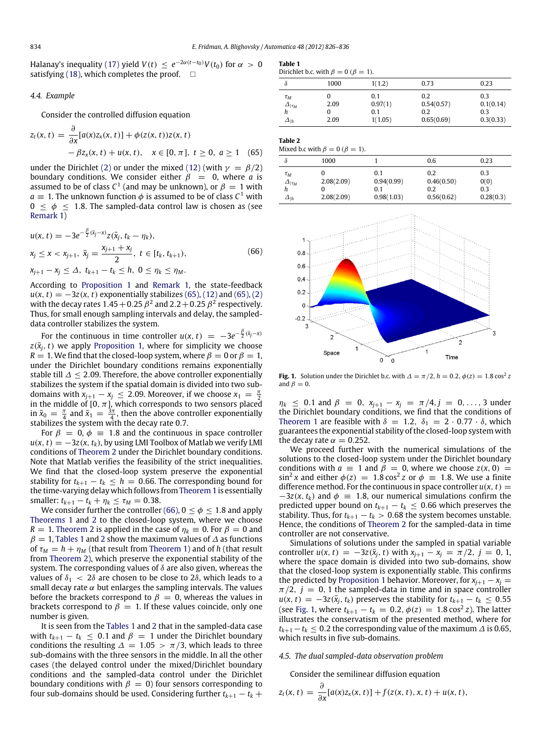Halanay's inequality (17) yield $V(t) \le e^{-2\alpha(t-t_0)}V(t_0)$ for $\alpha > 0$ satisfying (18), which completes the proof. □

### 4.4. Example

Consider the controlled diffusion equation

$$z_t(x,t) = \frac{\partial}{\partial x}[a(x)z_x(x,t)] + \phi(z(x,t))z(x,t) - \beta z_x(x,t) + u(x,t), \quad x \in [0,\pi],\ t \ge 0,\ a \ge 1 \quad (65)$$

under the Dirichlet (2) or under the mixed (12) (with $\gamma = \beta/2$) boundary conditions. We consider either $\beta = 0$, where $a$ is assumed to be of class $C^1$ (and may be unknown), or $\beta = 1$ with $a \equiv 1$. The unknown function $\phi$ is assumed to be of class $C^1$ with $0 \le \phi \le 1.8$. The sampled-data control law is chosen as (see Remark 1)

$$\begin{aligned} &u(x,t) = -3e^{-\frac{\beta}{2}(\bar{x}_j - x)} z(\bar{x}_j, t_k - \eta_k), \\ &x_j \le x < x_{j+1},\ \bar{x}_j = \frac{x_{j+1}+x_j}{2},\ t \in [t_k, t_{k+1}), \\ &x_{j+1} - x_j \le \Delta,\ t_{k+1} - t_k \le h,\ 0 \le \eta_k \le \eta_M. \end{aligned} \quad (66)$$

According to Proposition 1 and Remark 1, the state-feedback $u(x,t) = -3z(x,t)$ exponentially stabilizes (65), (12) and (65), (2) with the decay rates $1.45 + 0.25\,\beta^2$ and $2.2 + 0.25\,\beta^2$ respectively. Thus, for small enough sampling intervals and delay, the sampled-data controller stabilizes the system.

For the continuous in time controller $u(x,t) = -3e^{-\frac{\beta}{2}(\bar{x}_j - x)} z(\bar{x}_j, t)$ we apply Proposition 1, where for simplicity we choose $R = 1$. We find that the closed-loop system, where $\beta = 0$ or $\beta = 1$, under the Dirichlet boundary conditions remains exponentially stable till $\Delta \le 2.09$. Therefore, the above controller exponentially stabilizes the system if the spatial domain is divided into two sub-domains with $x_{j+1} - x_j \le 2.09$. Moreover, if we choose $x_1 = \frac{\pi}{2}$ in the middle of $[0,\pi]$, which corresponds to two sensors placed in $\bar{x}_0 = \frac{\pi}{4}$ and $\bar{x}_1 = \frac{3\pi}{4}$, then the above controller exponentially stabilizes the system with the decay rate 0.7.

For $\beta = 0$, $\phi \equiv 1.8$ and the continuous in space controller $u(x,t) = -3z(x,t_k)$, by using LMI Toolbox of Matlab we verify LMI conditions of Theorem 2 under the Dirichlet boundary conditions. Note that Matlab verifies the feasibility of the strict inequalities. We find that the closed-loop system preserve the exponential stability for $t_{k+1} - t_k \le h = 0.66$. The corresponding bound for the time-varying delay which follows from Theorem 1 is essentially smaller: $t_{k+1} - t_k + \eta_k \le \tau_M = 0.38$.

We consider further the controller (66), $0 \le \phi \le 1.8$ and apply Theorems 1 and 2 to the closed-loop system, where we choose $R = 1$. Theorem 2 is applied in the case of $\eta_k \equiv 0$. For $\beta = 0$ and $\beta = 1$, Tables 1 and 2 show the numerical values of $\Delta$ as functions of $\tau_M = h + \eta_M$ (that result from Theorem 1) and of $h$ (that result from Theorem 2), which preserve the exponential stability of the system. The corresponding values of $\delta$ are also given, whereas the values of $\delta_1 < 2\delta$ are chosen to be close to $2\delta$, which leads to a small decay rate $\alpha$ but enlarges the sampling intervals. The values before the brackets correspond to $\beta = 0$, whereas the values in brackets correspond to $\beta = 1$. If these values coincide, only one number is given.

It is seen from the Tables 1 and 2 that in the sampled-data case with $t_{k+1} - t_k \le 0.1$ and $\beta = 1$ under the Dirichlet boundary conditions the resulting $\Delta = 1.05 > \pi/3$, which leads to three sub-domains with the three sensors in the middle. In all the other cases (the delayed control under the mixed/Dirichlet boundary conditions and the sampled-data control under the Dirichlet boundary conditions with $\beta = 0$) four sensors corresponding to four sub-domains should be used. Considering further $t_{k+1} - t_k + \eta_k \le 0.1$ and $\beta = 0$, $x_{j+1} - x_j = \pi/4, j = 0, \ldots, 3$ under the Dirichlet boundary conditions, we find that the conditions of Theorem 1 are feasible with $\delta = 1.2$, $\delta_1 = 2 \cdot 0.77 \cdot \delta$, which guarantees the exponential stability of the closed-loop system with the decay rate $\alpha = 0.252$.

We proceed further with the numerical simulations of the solutions to the closed-loop system under the Dirichlet boundary conditions with $a \equiv 1$ and $\beta = 0$, where we choose $z(x,0) = \sin^2 x$ and either $\phi(z) = 1.8\cos^2 z$ or $\phi \equiv 1.8$. We use a finite difference method. For the continuous in space controller $u(x,t) = -3z(x,t_k)$ and $\phi \equiv 1.8$, our numerical simulations confirm the predicted upper bound on $t_{k+1} - t_k \le 0.66$ which preserves the stability. Thus, for $t_{k+1} - t_k > 0.68$ the system becomes unstable. Hence, the conditions of Theorem 2 for the sampled-data in time controller are not conservative.

Simulations of solutions under the sampled in spatial variable controller $u(x,t) = -3z(\bar{x}_j, t)$ with $x_{j+1} - x_j = \pi/2$, $j = 0, 1$, where the space domain is divided into two sub-domains, show that the closed-loop system is exponentially stable. This confirms the predicted by Proposition 1 behavior. Moreover, for $x_{j+1} - x_j = \pi/2$, $j = 0, 1$ the sampled-data in time and in space controller $u(x,t) = -3z(\bar{x}_j, t_k)$ preserves the stability for $t_{k+1} - t_k \le 0.55$ (see Fig. 1, where $t_{k+1} - t_k = 0.2$, $\phi(z) = 1.8\cos^2 z$). The latter illustrates the conservatism of the presented method, where for $t_{k+1} - t_k \le 0.2$ the corresponding value of the maximum $\Delta$ is 0.65, which results in five sub-domains.

**Table 1**
Dirichlet b.c. with $\beta = 0$ ($\beta = 1$).

| $\delta$ | 1000 | 1(1.2) | 0.73 | 0.23 |
|---|---|---|---|---|
| $\tau_M$ | 0 | 0.1 | 0.2 | 0.3 |
| $\Delta_{\vert\tau_M}$ | 2.09 | 0.97(1) | 0.54(0.57) | 0.1(0.14) |
| $h$ | 0 | 0.1 | 0.2 | 0.3 |
| $\Delta_{\vert h}$ | 2.09 | 1(1.05) | 0.65(0.69) | 0.3(0.33) |

**Table 2**
Mixed b.c with $\beta = 0$ ($\beta = 1$).

| $\delta$ | 1000 | 1 | 0.6 | 0.23 |
|---|---|---|---|---|
| $\tau_M$ | 0 | 0.1 | 0.2 | 0.3 |
| $\Delta_{\vert\tau_M}$ | 2.08(2.09) | 0.94(0.99) | 0.46(0.50) | 0(0) |
| $h$ | 0 | 0.1 | 0.2 | 0.3 |
| $\Delta_{\vert h}$ | 2.08(2.09) | 0.98(1.03) | 0.56(0.62) | 0.28(0.3) |

**Fig. 1.** Solution under the Dirichlet b.c. with $\Delta = \pi/2$, $h = 0.2$, $\phi(z) = 1.8\cos^2 z$ and $\beta = 0$.

### 4.5. The dual sampled-data observation problem

Consider the semilinear diffusion equation

$$z_t(x,t) = \frac{\partial}{\partial x}[a(x)z_x(x,t)] + f(z(x,t),x,t) + u(x,t),$$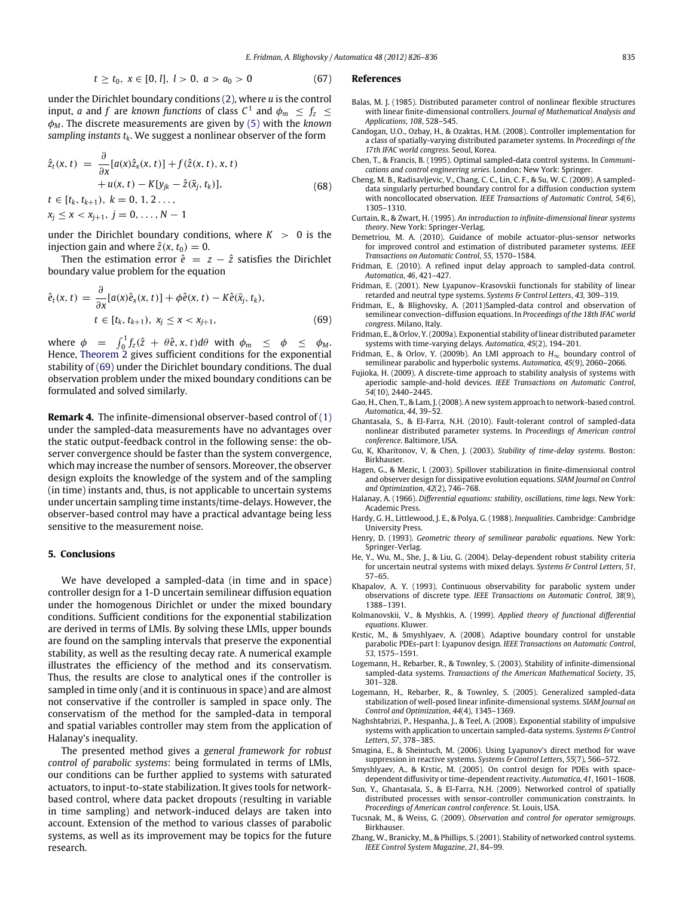$$t \geq t_0,\ x \in [0, l],\ l > 0,\ a > a_0 > 0 \tag{67}$$

under the Dirichlet boundary conditions (2), where $u$ is the control input, $a$ and $f$ are *known functions* of class $C^1$ and $\phi_m \leq f_z \leq \phi_M$. The discrete measurements are given by (5) with the *known sampling instants* $t_k$. We suggest a nonlinear observer of the form

$$\begin{aligned}\hat{z}_t(x,t) &= \frac{\partial}{\partial x}[a(x)\hat{z}_x(x,t)] + f(\hat{z}(x,t), x, t) \\ &\quad + u(x,t) - K[y_{jk} - \hat{z}(\bar{x}_j, t_k)], \\ t &\in [t_k, t_{k+1}),\ k = 0, 1, 2 \ldots, \\ x_j &\leq x < x_{j+1},\ j = 0, \ldots, N-1\end{aligned} \tag{68}$$

under the Dirichlet boundary conditions, where $K > 0$ is the injection gain and where $\hat{z}(x, t_0) = 0$.

Then the estimation error $\hat{e} = z - \hat{z}$ satisfies the Dirichlet boundary value problem for the equation

$$\begin{aligned}\hat{e}_t(x,t) &= \frac{\partial}{\partial x}[a(x)\hat{e}_x(x,t)] + \phi\hat{e}(x,t) - K\hat{e}(\bar{x}_j, t_k), \\ t &\in [t_k, t_{k+1}),\ x_j \leq x < x_{j+1},\end{aligned} \tag{69}$$

where $\phi = \int_0^1 f_z(\hat{z} + \theta\hat{e}, x, t)d\theta$ with $\phi_m \leq \phi \leq \phi_M$. Hence, Theorem 2 gives sufficient conditions for the exponential stability of (69) under the Dirichlet boundary conditions. The dual observation problem under the mixed boundary conditions can be formulated and solved similarly.

**Remark 4.** The infinite-dimensional observer-based control of (1) under the sampled-data measurements have no advantages over the static output-feedback control in the following sense: the observer convergence should be faster than the system convergence, which may increase the number of sensors. Moreover, the observer design exploits the knowledge of the system and of the sampling (in time) instants and, thus, is not applicable to uncertain systems under uncertain sampling time instants/time-delays. However, the observer-based control may have a practical advantage being less sensitive to the measurement noise.

## 5. Conclusions

We have developed a sampled-data (in time and in space) controller design for a 1-D uncertain semilinear diffusion equation under the homogenous Dirichlet or under the mixed boundary conditions. Sufficient conditions for the exponential stabilization are derived in terms of LMIs. By solving these LMIs, upper bounds are found on the sampling intervals that preserve the exponential stability, as well as the resulting decay rate. A numerical example illustrates the efficiency of the method and its conservatism. Thus, the results are close to analytical ones if the controller is sampled in time only (and it is continuous in space) and are almost not conservative if the controller is sampled in space only. The conservatism of the method for the sampled-data in temporal and spatial variables controller may stem from the application of Halanay's inequality.

The presented method gives a *general framework for robust control of parabolic systems*: being formulated in terms of LMIs, our conditions can be further applied to systems with saturated actuators, to input-to-state stabilization. It gives tools for network-based control, where data packet dropouts (resulting in variable in time sampling) and network-induced delays are taken into account. Extension of the method to various classes of parabolic systems, as well as its improvement may be topics for the future research.

## References

Balas, M. J. (1985). Distributed parameter control of nonlinear flexible structures with linear finite-dimensional controllers. *Journal of Mathematical Analysis and Applications*, *108*, 528–545.

Candogan, U.O., Ozbay, H., & Ozaktas, H.M. (2008). Controller implementation for a class of spatially-varying distributed parameter systems. In *Proceedings of the 17th IFAC world congress*. Seoul, Korea.

Chen, T., & Francis, B. (1995). Optimal sampled-data control systems. In *Communications and control engineering series*. London; New York: Springer.

Cheng, M. B., Radisavljevic, V., Chang, C. C., Lin, C. F., & Su, W. C. (2009). A sampled-data singularly perturbed boundary control for a diffusion conduction system with noncollocated observation. *IEEE Transactions of Automatic Control*, *54*(6), 1305–1310.

Curtain, R., & Zwart, H. (1995). *An introduction to infinite-dimensional linear systems theory*. New York: Springer-Verlag.

Demetriou, M. A. (2010). Guidance of mobile actuator-plus-sensor networks for improved control and estimation of distributed parameter systems. *IEEE Transactions on Automatic Control*, *55*, 1570–1584.

Fridman, E. (2010). A refined input delay approach to sampled-data control. *Automatica*, *46*, 421–427.

Fridman, E. (2001). New Lyapunov–Krasovskii functionals for stability of linear retarded and neutral type systems. *Systems & Control Letters*, *43*, 309–319.

Fridman, E., & Blighovsky, A. (2011)Sampled-data control and observation of semilinear convection–diffusion equations. In *Proceedings of the 18th IFAC world congress*. Milano, Italy.

Fridman, E., & Orlov, Y. (2009a). Exponential stability of linear distributed parameter systems with time-varying delays. *Automatica*, *45*(2), 194–201.

Fridman, E., & Orlov, Y. (2009b). An LMI approach to $H_\infty$ boundary control of semilinear parabolic and hyperbolic systems. *Automatica*, *45*(9), 2060–2066.

Fujioka, H. (2009). A discrete-time approach to stability analysis of systems with aperiodic sample-and-hold devices. *IEEE Transactions on Automatic Control*, *54*(10), 2440–2445.

Gao, H., Chen, T., & Lam, J. (2008). A new system approach to network-based control. *Automatica*, *44*, 39–52.

Ghantasala, S., & El-Farra, N.H. (2010). Fault-tolerant control of sampled-data nonlinear distributed parameter systems. In *Proceedings of American control conference*. Baltimore, USA.

Gu, K, Kharitonov, V, & Chen, J. (2003). *Stability of time-delay systems*. Boston: Birkhauser.

Hagen, G., & Mezic, I. (2003). Spillover stabilization in finite-dimensional control and observer design for dissipative evolution equations. *SIAM Journal on Control and Optimization*, *42*(2), 746–768.

Halanay, A. (1966). *Differential equations: stability, oscillations, time lags*. New York: Academic Press.

Hardy, G. H., Littlewood, J. E., & Polya, G. (1988). *Inequalities*. Cambridge: Cambridge University Press.

Henry, D. (1993). *Geometric theory of semilinear parabolic equations*. New York: Springer-Verlag.

He, Y., Wu, M., She, J., & Liu, G. (2004). Delay-dependent robust stability criteria for uncertain neutral systems with mixed delays. *Systems & Control Letters*, *51*, 57–65.

Khapalov, A. Y. (1993). Continuous observability for parabolic system under observations of discrete type. *IEEE Transactions on Automatic Control*, *38*(9), 1388–1391.

Kolmanovskii, V., & Myshkis, A. (1999). *Applied theory of functional differential equations*. Kluwer.

Krstic, M., & Smyshlyaev, A. (2008). Adaptive boundary control for unstable parabolic PDEs-part I: Lyapunov design. *IEEE Transactions on Automatic Control*, *53*, 1575–1591.

Logemann, H., Rebarber, R., & Townley, S. (2003). Stability of infinite-dimensional sampled-data systems. *Transactions of the American Mathematical Society*, *35*, 301–328.

Logemann, H., Rebarber, R., & Townley, S. (2005). Generalized sampled-data stabilization of well-posed linear infinite-dimensional systems. *SIAM Journal on Control and Optimization*, *44*(4), 1345–1369.

Naghshtabrizi, P., Hespanha, J., & Teel, A. (2008). Exponential stability of impulsive systems with application to uncertain sampled-data systems. *Systems & Control Letters*, *57*, 378–385.

Smagina, E., & Sheintuch, M. (2006). Using Lyapunov's direct method for wave suppression in reactive systems. *Systems & Control Letters*, *55*(7), 566–572.

Smyshlyaev, A., & Krstic, M. (2005). On control design for PDEs with space-dependent diffusivity or time-dependent reactivity. *Automatica*, *41*, 1601–1608.

Sun, Y., Ghantasala, S., & El-Farra, N.H. (2009). Networked control of spatially distributed processes with sensor-controller communication constraints. In *Proceedings of American control conference*. St. Louis, USA.

Tucsnak, M., & Weiss, G. (2009). *Observation and control for operator semigroups*. Birkhauser.

Zhang, W., Branicky, M., & Phillips, S. (2001). Stability of networked control systems. *IEEE Control System Magazine*, *21*, 84–99.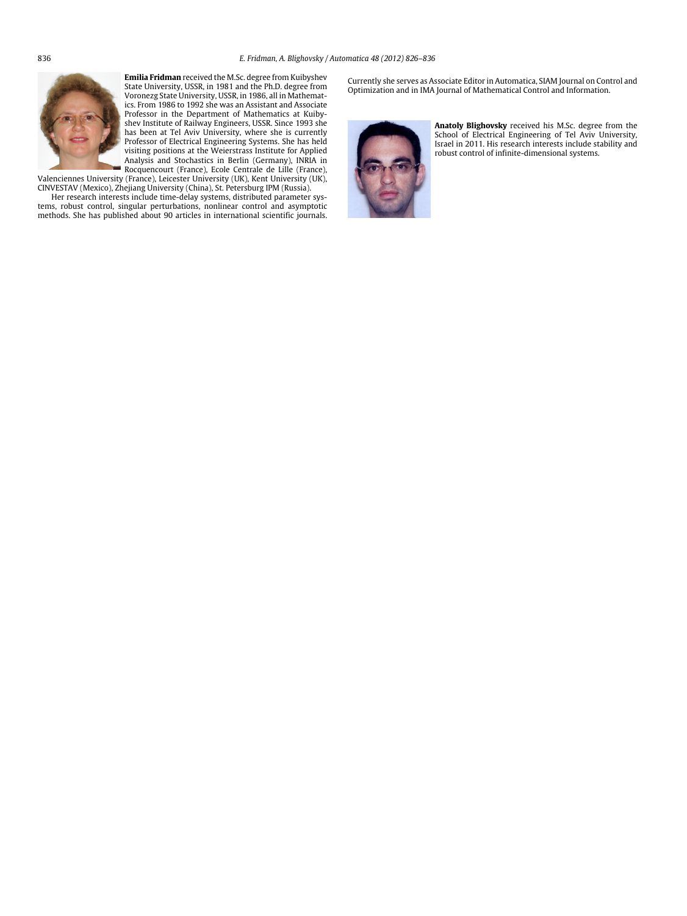**Emilia Fridman** received the M.Sc. degree from Kuibyshev State University, USSR, in 1981 and the Ph.D. degree from Voronezg State University, USSR, in 1986, all in Mathematics. From 1986 to 1992 she was an Assistant and Associate Professor in the Department of Mathematics at Kuibyshev Institute of Railway Engineers, USSR. Since 1993 she has been at Tel Aviv University, where she is currently Professor of Electrical Engineering Systems. She has held visiting positions at the Weierstrass Institute for Applied Analysis and Stochastics in Berlin (Germany), INRIA in Rocquencourt (France), Ecole Centrale de Lille (France), Valenciennes University (France), Leicester University (UK), Kent University (UK), CINVESTAV (Mexico), Zhejiang University (China), St. Petersburg IPM (Russia).

Her research interests include time-delay systems, distributed parameter systems, robust control, singular perturbations, nonlinear control and asymptotic methods. She has published about 90 articles in international scientific journals. Currently she serves as Associate Editor in Automatica, SIAM Journal on Control and Optimization and in IMA Journal of Mathematical Control and Information.

**Anatoly Blighovsky** received his M.Sc. degree from the School of Electrical Engineering of Tel Aviv University, Israel in 2011. His research interests include stability and robust control of infinite-dimensional systems.